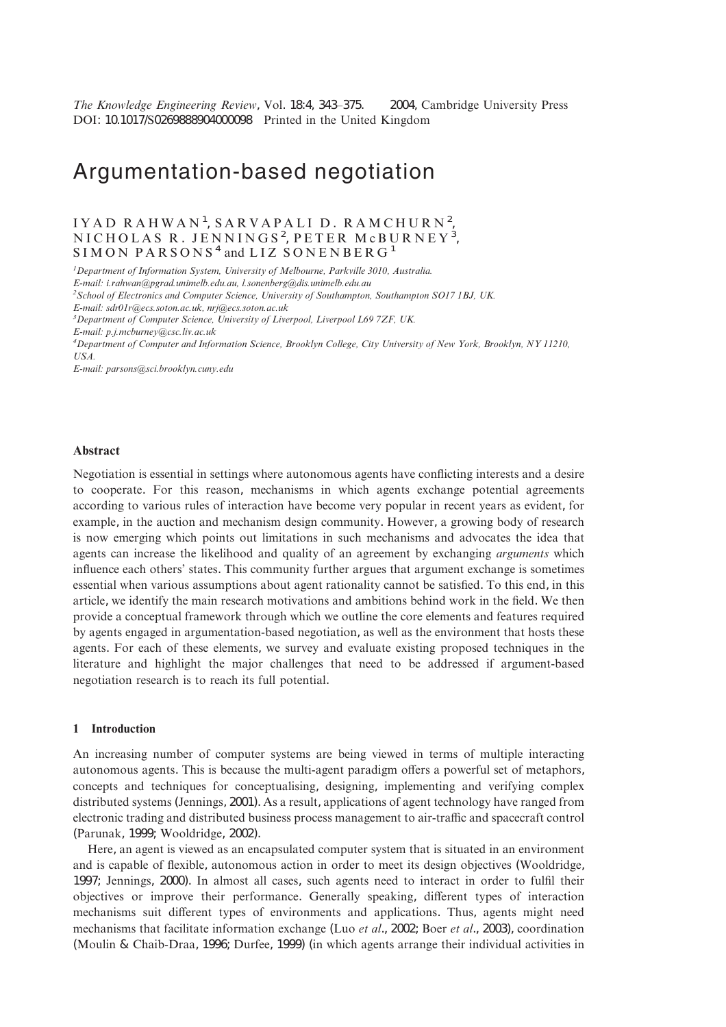*The Knowledge Engineering Review*, Vol. 18:4, 343–375. 2004, Cambridge University Press
DOI: 10.1017/S0269888904000098 Printed in the United Kingdom

# Argumentation-based negotiation

IYAD RAHWAN[1], SARVAPALI D. RAMCHURN[2], NICHOLAS R. JENNINGS[2], PETER McBURNEY[3], SIMON PARSONS[4] and LIZ SONENBERG[1]

[1]*Department of Information System, University of Melbourne, Parkville 3010, Australia.*
*E-mail: i.rahwan@pgrad.unimelb.edu.au, l.sonenberg@dis.unimelb.edu.au*
[2]*School of Electronics and Computer Science, University of Southampton, Southampton SO17 1BJ, UK.*
*E-mail: sdr01r@ecs.soton.ac.uk, nrj@ecs.soton.ac.uk*
[3]*Department of Computer Science, University of Liverpool, Liverpool L69 7ZF, UK.*
*E-mail: p.j.mcburney@csc.liv.ac.uk*
[4]*Department of Computer and Information Science, Brooklyn College, City University of New York, Brooklyn, NY 11210, USA.*
*E-mail: parsons@sci.brooklyn.cuny.edu*

## Abstract

Negotiation is essential in settings where autonomous agents have conflicting interests and a desire to cooperate. For this reason, mechanisms in which agents exchange potential agreements according to various rules of interaction have become very popular in recent years as evident, for example, in the auction and mechanism design community. However, a growing body of research is now emerging which points out limitations in such mechanisms and advocates the idea that agents can increase the likelihood and quality of an agreement by exchanging *arguments* which influence each others' states. This community further argues that argument exchange is sometimes essential when various assumptions about agent rationality cannot be satisfied. To this end, in this article, we identify the main research motivations and ambitions behind work in the field. We then provide a conceptual framework through which we outline the core elements and features required by agents engaged in argumentation-based negotiation, as well as the environment that hosts these agents. For each of these elements, we survey and evaluate existing proposed techniques in the literature and highlight the major challenges that need to be addressed if argument-based negotiation research is to reach its full potential.

## 1 Introduction

An increasing number of computer systems are being viewed in terms of multiple interacting autonomous agents. This is because the multi-agent paradigm offers a powerful set of metaphors, concepts and techniques for conceptualising, designing, implementing and verifying complex distributed systems (Jennings, 2001). As a result, applications of agent technology have ranged from electronic trading and distributed business process management to air-traffic and spacecraft control (Parunak, 1999; Wooldridge, 2002).

Here, an agent is viewed as an encapsulated computer system that is situated in an environment and is capable of flexible, autonomous action in order to meet its design objectives (Wooldridge, 1997; Jennings, 2000). In almost all cases, such agents need to interact in order to fulfil their objectives or improve their performance. Generally speaking, different types of interaction mechanisms suit different types of environments and applications. Thus, agents might need mechanisms that facilitate information exchange (Luo *et al*., 2002; Boer *et al*., 2003), coordination (Moulin & Chaib-Draa, 1996; Durfee, 1999) (in which agents arrange their individual activities in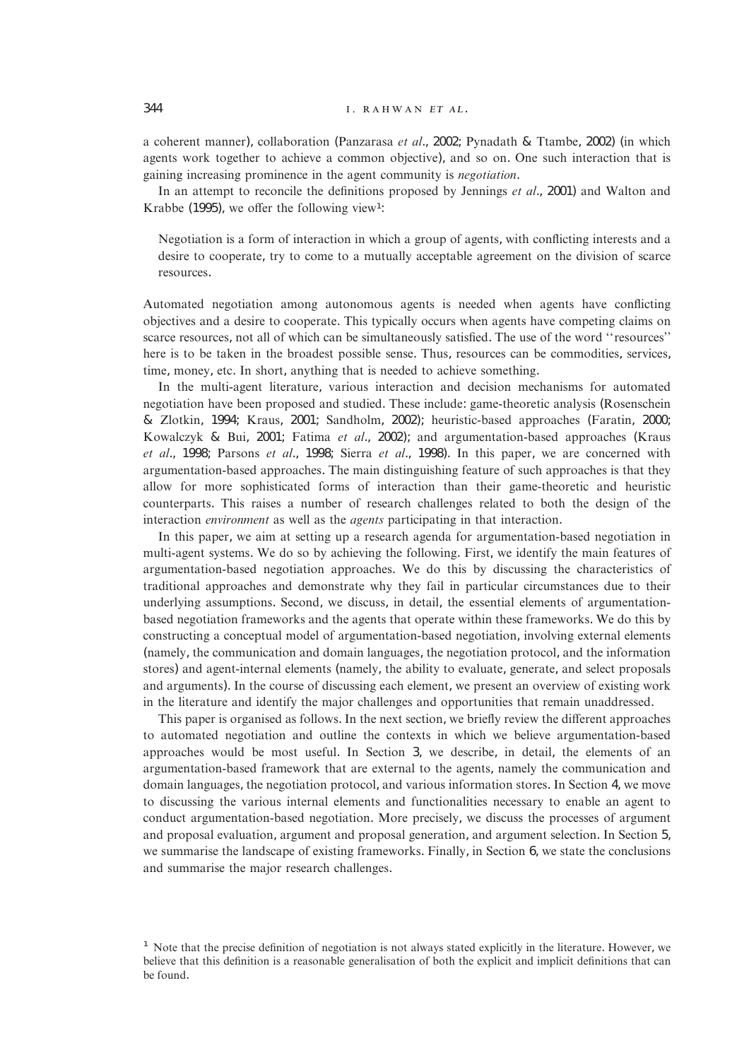a coherent manner), collaboration (Panzarasa *et al*., 2002; Pynadath & Ttambe, 2002) (in which agents work together to achieve a common objective), and so on. One such interaction that is gaining increasing prominence in the agent community is *negotiation*.

In an attempt to reconcile the definitions proposed by Jennings *et al*., 2001) and Walton and Krabbe (1995), we offer the following view[1]:

> Negotiation is a form of interaction in which a group of agents, with conflicting interests and a desire to cooperate, try to come to a mutually acceptable agreement on the division of scarce resources.

Automated negotiation among autonomous agents is needed when agents have conflicting objectives and a desire to cooperate. This typically occurs when agents have competing claims on scarce resources, not all of which can be simultaneously satisfied. The use of the word ''resources'' here is to be taken in the broadest possible sense. Thus, resources can be commodities, services, time, money, etc. In short, anything that is needed to achieve something.

In the multi-agent literature, various interaction and decision mechanisms for automated negotiation have been proposed and studied. These include: game-theoretic analysis (Rosenschein & Zlotkin, 1994; Kraus, 2001; Sandholm, 2002); heuristic-based approaches (Faratin, 2000; Kowalczyk & Bui, 2001; Fatima *et al*., 2002); and argumentation-based approaches (Kraus *et al*., 1998; Parsons *et al*., 1998; Sierra *et al*., 1998). In this paper, we are concerned with argumentation-based approaches. The main distinguishing feature of such approaches is that they allow for more sophisticated forms of interaction than their game-theoretic and heuristic counterparts. This raises a number of research challenges related to both the design of the interaction *environment* as well as the *agents* participating in that interaction.

In this paper, we aim at setting up a research agenda for argumentation-based negotiation in multi-agent systems. We do so by achieving the following. First, we identify the main features of argumentation-based negotiation approaches. We do this by discussing the characteristics of traditional approaches and demonstrate why they fail in particular circumstances due to their underlying assumptions. Second, we discuss, in detail, the essential elements of argumentation-based negotiation frameworks and the agents that operate within these frameworks. We do this by constructing a conceptual model of argumentation-based negotiation, involving external elements (namely, the communication and domain languages, the negotiation protocol, and the information stores) and agent-internal elements (namely, the ability to evaluate, generate, and select proposals and arguments). In the course of discussing each element, we present an overview of existing work in the literature and identify the major challenges and opportunities that remain unaddressed.

This paper is organised as follows. In the next section, we briefly review the different approaches to automated negotiation and outline the contexts in which we believe argumentation-based approaches would be most useful. In Section 3, we describe, in detail, the elements of an argumentation-based framework that are external to the agents, namely the communication and domain languages, the negotiation protocol, and various information stores. In Section 4, we move to discussing the various internal elements and functionalities necessary to enable an agent to conduct argumentation-based negotiation. More precisely, we discuss the processes of argument and proposal evaluation, argument and proposal generation, and argument selection. In Section 5, we summarise the landscape of existing frameworks. Finally, in Section 6, we state the conclusions and summarise the major research challenges.

[1] Note that the precise definition of negotiation is not always stated explicitly in the literature. However, we believe that this definition is a reasonable generalisation of both the explicit and implicit definitions that can be found.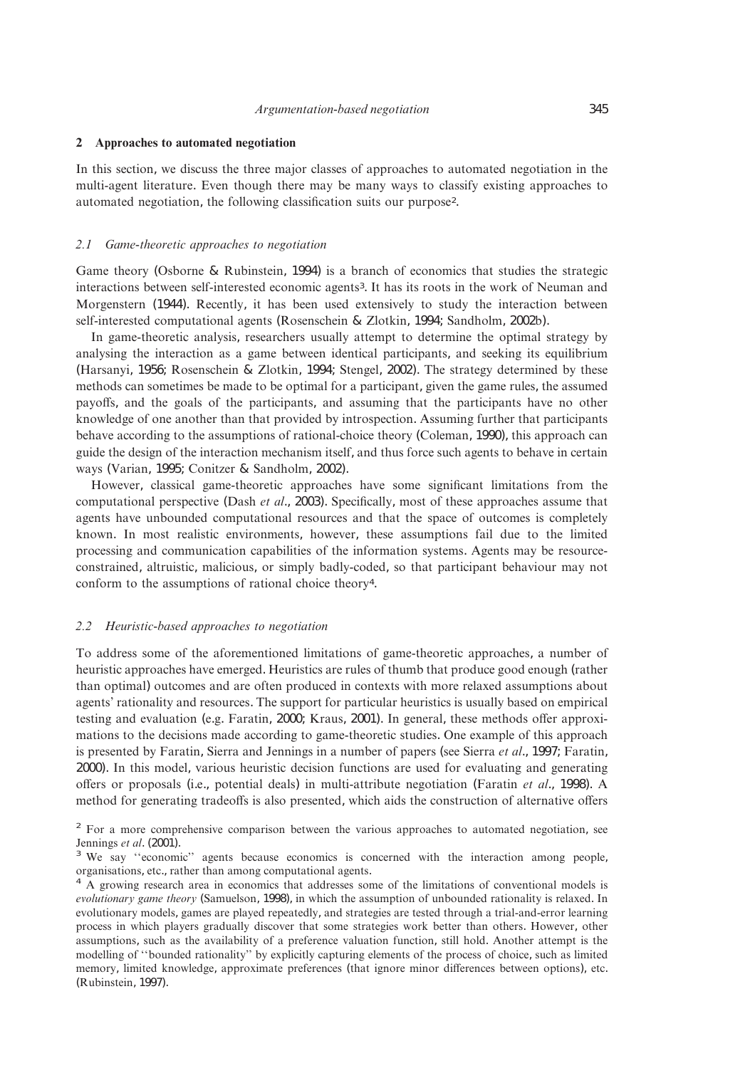## 2 Approaches to automated negotiation

In this section, we discuss the three major classes of approaches to automated negotiation in the multi-agent literature. Even though there may be many ways to classify existing approaches to automated negotiation, the following classification suits our purpose[2].

### 2.1 Game-theoretic approaches to negotiation

Game theory (Osborne & Rubinstein, 1994) is a branch of economics that studies the strategic interactions between self-interested economic agents[3]. It has its roots in the work of Neuman and Morgenstern (1944). Recently, it has been used extensively to study the interaction between self-interested computational agents (Rosenschein & Zlotkin, 1994; Sandholm, 2002b).

In game-theoretic analysis, researchers usually attempt to determine the optimal strategy by analysing the interaction as a game between identical participants, and seeking its equilibrium (Harsanyi, 1956; Rosenschein & Zlotkin, 1994; Stengel, 2002). The strategy determined by these methods can sometimes be made to be optimal for a participant, given the game rules, the assumed payoffs, and the goals of the participants, and assuming that the participants have no other knowledge of one another than that provided by introspection. Assuming further that participants behave according to the assumptions of rational-choice theory (Coleman, 1990), this approach can guide the design of the interaction mechanism itself, and thus force such agents to behave in certain ways (Varian, 1995; Conitzer & Sandholm, 2002).

However, classical game-theoretic approaches have some significant limitations from the computational perspective (Dash *et al*., 2003). Specifically, most of these approaches assume that agents have unbounded computational resources and that the space of outcomes is completely known. In most realistic environments, however, these assumptions fail due to the limited processing and communication capabilities of the information systems. Agents may be resource-constrained, altruistic, malicious, or simply badly-coded, so that participant behaviour may not conform to the assumptions of rational choice theory[4].

### 2.2 Heuristic-based approaches to negotiation

To address some of the aforementioned limitations of game-theoretic approaches, a number of heuristic approaches have emerged. Heuristics are rules of thumb that produce good enough (rather than optimal) outcomes and are often produced in contexts with more relaxed assumptions about agents' rationality and resources. The support for particular heuristics is usually based on empirical testing and evaluation (e.g. Faratin, 2000; Kraus, 2001). In general, these methods offer approximations to the decisions made according to game-theoretic studies. One example of this approach is presented by Faratin, Sierra and Jennings in a number of papers (see Sierra *et al*., 1997; Faratin, 2000). In this model, various heuristic decision functions are used for evaluating and generating offers or proposals (i.e., potential deals) in multi-attribute negotiation (Faratin *et al*., 1998). A method for generating tradeoffs is also presented, which aids the construction of alternative offers

---

[2] For a more comprehensive comparison between the various approaches to automated negotiation, see Jennings *et al*. (2001).

[3] We say ''economic'' agents because economics is concerned with the interaction among people, organisations, etc., rather than among computational agents.

[4] A growing research area in economics that addresses some of the limitations of conventional models is *evolutionary game theory* (Samuelson, 1998), in which the assumption of unbounded rationality is relaxed. In evolutionary models, games are played repeatedly, and strategies are tested through a trial-and-error learning process in which players gradually discover that some strategies work better than others. However, other assumptions, such as the availability of a preference valuation function, still hold. Another attempt is the modelling of ''bounded rationality'' by explicitly capturing elements of the process of choice, such as limited memory, limited knowledge, approximate preferences (that ignore minor differences between options), etc. (Rubinstein, 1997).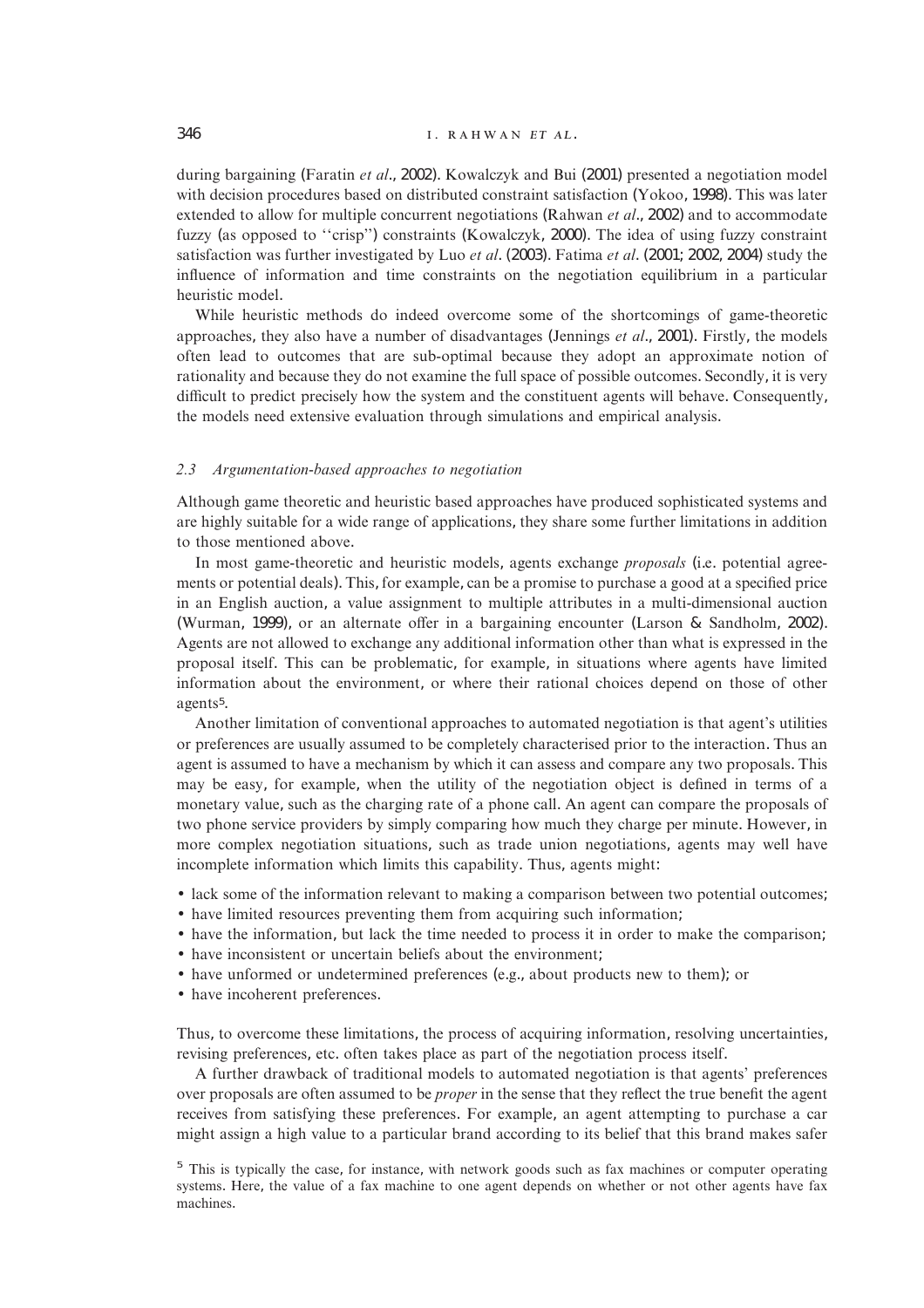during bargaining (Faratin *et al*., 2002). Kowalczyk and Bui (2001) presented a negotiation model with decision procedures based on distributed constraint satisfaction (Yokoo, 1998). This was later extended to allow for multiple concurrent negotiations (Rahwan *et al*., 2002) and to accommodate fuzzy (as opposed to ''crisp'') constraints (Kowalczyk, 2000). The idea of using fuzzy constraint satisfaction was further investigated by Luo *et al*. (2003). Fatima *et al*. (2001; 2002, 2004) study the influence of information and time constraints on the negotiation equilibrium in a particular heuristic model.

While heuristic methods do indeed overcome some of the shortcomings of game-theoretic approaches, they also have a number of disadvantages (Jennings *et al*., 2001). Firstly, the models often lead to outcomes that are sub-optimal because they adopt an approximate notion of rationality and because they do not examine the full space of possible outcomes. Secondly, it is very difficult to predict precisely how the system and the constituent agents will behave. Consequently, the models need extensive evaluation through simulations and empirical analysis.

### *2.3 Argumentation-based approaches to negotiation*

Although game theoretic and heuristic based approaches have produced sophisticated systems and are highly suitable for a wide range of applications, they share some further limitations in addition to those mentioned above.

In most game-theoretic and heuristic models, agents exchange *proposals* (i.e. potential agreements or potential deals). This, for example, can be a promise to purchase a good at a specified price in an English auction, a value assignment to multiple attributes in a multi-dimensional auction (Wurman, 1999), or an alternate offer in a bargaining encounter (Larson & Sandholm, 2002). Agents are not allowed to exchange any additional information other than what is expressed in the proposal itself. This can be problematic, for example, in situations where agents have limited information about the environment, or where their rational choices depend on those of other agents[5].

Another limitation of conventional approaches to automated negotiation is that agent's utilities or preferences are usually assumed to be completely characterised prior to the interaction. Thus an agent is assumed to have a mechanism by which it can assess and compare any two proposals. This may be easy, for example, when the utility of the negotiation object is defined in terms of a monetary value, such as the charging rate of a phone call. An agent can compare the proposals of two phone service providers by simply comparing how much they charge per minute. However, in more complex negotiation situations, such as trade union negotiations, agents may well have incomplete information which limits this capability. Thus, agents might:

- lack some of the information relevant to making a comparison between two potential outcomes;
- have limited resources preventing them from acquiring such information;
- have the information, but lack the time needed to process it in order to make the comparison;
- have inconsistent or uncertain beliefs about the environment;
- have unformed or undetermined preferences (e.g., about products new to them); or
- have incoherent preferences.

Thus, to overcome these limitations, the process of acquiring information, resolving uncertainties, revising preferences, etc. often takes place as part of the negotiation process itself.

A further drawback of traditional models to automated negotiation is that agents' preferences over proposals are often assumed to be *proper* in the sense that they reflect the true benefit the agent receives from satisfying these preferences. For example, an agent attempting to purchase a car might assign a high value to a particular brand according to its belief that this brand makes safer

[5] This is typically the case, for instance, with network goods such as fax machines or computer operating systems. Here, the value of a fax machine to one agent depends on whether or not other agents have fax machines.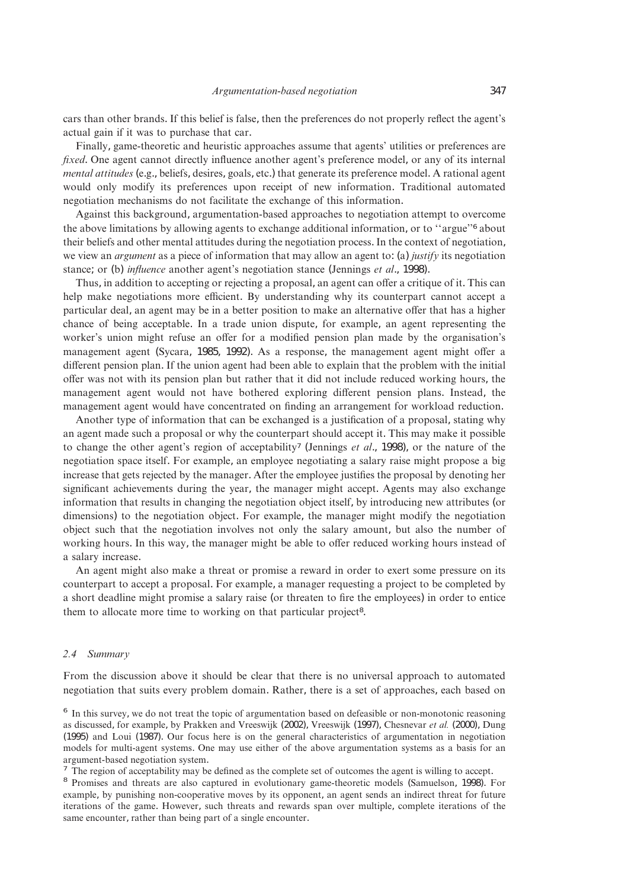cars than other brands. If this belief is false, then the preferences do not properly reflect the agent's actual gain if it was to purchase that car.

Finally, game-theoretic and heuristic approaches assume that agents' utilities or preferences are *fixed*. One agent cannot directly influence another agent's preference model, or any of its internal *mental attitudes* (e.g., beliefs, desires, goals, etc.) that generate its preference model. A rational agent would only modify its preferences upon receipt of new information. Traditional automated negotiation mechanisms do not facilitate the exchange of this information.

Against this background, argumentation-based approaches to negotiation attempt to overcome the above limitations by allowing agents to exchange additional information, or to ''argue''[6] about their beliefs and other mental attitudes during the negotiation process. In the context of negotiation, we view an *argument* as a piece of information that may allow an agent to: (a) *justify* its negotiation stance; or (b) *influence* another agent's negotiation stance (Jennings *et al*., 1998).

Thus, in addition to accepting or rejecting a proposal, an agent can offer a critique of it. This can help make negotiations more efficient. By understanding why its counterpart cannot accept a particular deal, an agent may be in a better position to make an alternative offer that has a higher chance of being acceptable. In a trade union dispute, for example, an agent representing the worker's union might refuse an offer for a modified pension plan made by the organisation's management agent (Sycara, 1985, 1992). As a response, the management agent might offer a different pension plan. If the union agent had been able to explain that the problem with the initial offer was not with its pension plan but rather that it did not include reduced working hours, the management agent would not have bothered exploring different pension plans. Instead, the management agent would have concentrated on finding an arrangement for workload reduction.

Another type of information that can be exchanged is a justification of a proposal, stating why an agent made such a proposal or why the counterpart should accept it. This may make it possible to change the other agent's region of acceptability[7] (Jennings *et al*., 1998), or the nature of the negotiation space itself. For example, an employee negotiating a salary raise might propose a big increase that gets rejected by the manager. After the employee justifies the proposal by denoting her significant achievements during the year, the manager might accept. Agents may also exchange information that results in changing the negotiation object itself, by introducing new attributes (or dimensions) to the negotiation object. For example, the manager might modify the negotiation object such that the negotiation involves not only the salary amount, but also the number of working hours. In this way, the manager might be able to offer reduced working hours instead of a salary increase.

An agent might also make a threat or promise a reward in order to exert some pressure on its counterpart to accept a proposal. For example, a manager requesting a project to be completed by a short deadline might promise a salary raise (or threaten to fire the employees) in order to entice them to allocate more time to working on that particular project[8].

### *2.4 Summary*

From the discussion above it should be clear that there is no universal approach to automated negotiation that suits every problem domain. Rather, there is a set of approaches, each based on

[6] In this survey, we do not treat the topic of argumentation based on defeasible or non-monotonic reasoning as discussed, for example, by Prakken and Vreeswijk (2002), Vreeswijk (1997), Chesnevar *et al.* (2000), Dung (1995) and Loui (1987). Our focus here is on the general characteristics of argumentation in negotiation models for multi-agent systems. One may use either of the above argumentation systems as a basis for an argument-based negotiation system.

[7] The region of acceptability may be defined as the complete set of outcomes the agent is willing to accept.

[8] Promises and threats are also captured in evolutionary game-theoretic models (Samuelson, 1998). For example, by punishing non-cooperative moves by its opponent, an agent sends an indirect threat for future iterations of the game. However, such threats and rewards span over multiple, complete iterations of the same encounter, rather than being part of a single encounter.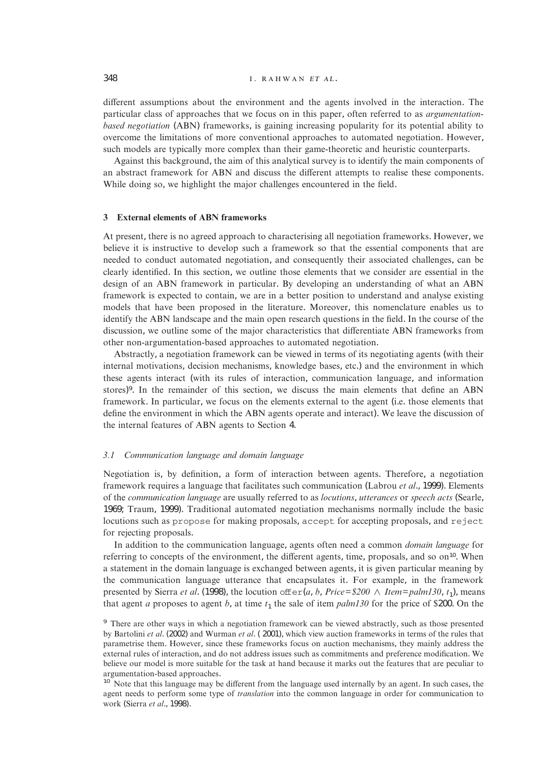different assumptions about the environment and the agents involved in the interaction. The particular class of approaches that we focus on in this paper, often referred to as *argumentation-based negotiation* (ABN) frameworks, is gaining increasing popularity for its potential ability to overcome the limitations of more conventional approaches to automated negotiation. However, such models are typically more complex than their game-theoretic and heuristic counterparts.

Against this background, the aim of this analytical survey is to identify the main components of an abstract framework for ABN and discuss the different attempts to realise these components. While doing so, we highlight the major challenges encountered in the field.

## 3 External elements of ABN frameworks

At present, there is no agreed approach to characterising all negotiation frameworks. However, we believe it is instructive to develop such a framework so that the essential components that are needed to conduct automated negotiation, and consequently their associated challenges, can be clearly identified. In this section, we outline those elements that we consider are essential in the design of an ABN framework in particular. By developing an understanding of what an ABN framework is expected to contain, we are in a better position to understand and analyse existing models that have been proposed in the literature. Moreover, this nomenclature enables us to identify the ABN landscape and the main open research questions in the field. In the course of the discussion, we outline some of the major characteristics that differentiate ABN frameworks from other non-argumentation-based approaches to automated negotiation.

Abstractly, a negotiation framework can be viewed in terms of its negotiating agents (with their internal motivations, decision mechanisms, knowledge bases, etc.) and the environment in which these agents interact (with its rules of interaction, communication language, and information stores)[9]. In the remainder of this section, we discuss the main elements that define an ABN framework. In particular, we focus on the elements external to the agent (i.e. those elements that define the environment in which the ABN agents operate and interact). We leave the discussion of the internal features of ABN agents to Section 4.

### 3.1 *Communication language and domain language*

Negotiation is, by definition, a form of interaction between agents. Therefore, a negotiation framework requires a language that facilitates such communication (Labrou *et al*., 1999). Elements of the *communication language* are usually referred to as *locutions*, *utterances* or *speech acts* (Searle, 1969; Traum, 1999). Traditional automated negotiation mechanisms normally include the basic locutions such as `propose` for making proposals, `accept` for accepting proposals, and `reject` for rejecting proposals.

In addition to the communication language, agents often need a common *domain language* for referring to concepts of the environment, the different agents, time, proposals, and so on[10]. When a statement in the domain language is exchanged between agents, it is given particular meaning by the communication language utterance that encapsulates it. For example, in the framework presented by Sierra *et al*. (1998), the locution `offer`($a$, $b$, $Price = \$200 \wedge Item = palm130$, $t_1$), means that agent $a$ proposes to agent $b$, at time $t_1$ the sale of item *palm130* for the price of $200. On the

[9] There are other ways in which a negotiation framework can be viewed abstractly, such as those presented by Bartolini *et al*. (2002) and Wurman *et al*. ( 2001), which view auction frameworks in terms of the rules that parametrise them. However, since these frameworks focus on auction mechanisms, they mainly address the external rules of interaction, and do not address issues such as commitments and preference modification. We believe our model is more suitable for the task at hand because it marks out the features that are peculiar to argumentation-based approaches.

[10] Note that this language may be different from the language used internally by an agent. In such cases, the agent needs to perform some type of *translation* into the common language in order for communication to work (Sierra *et al*., 1998).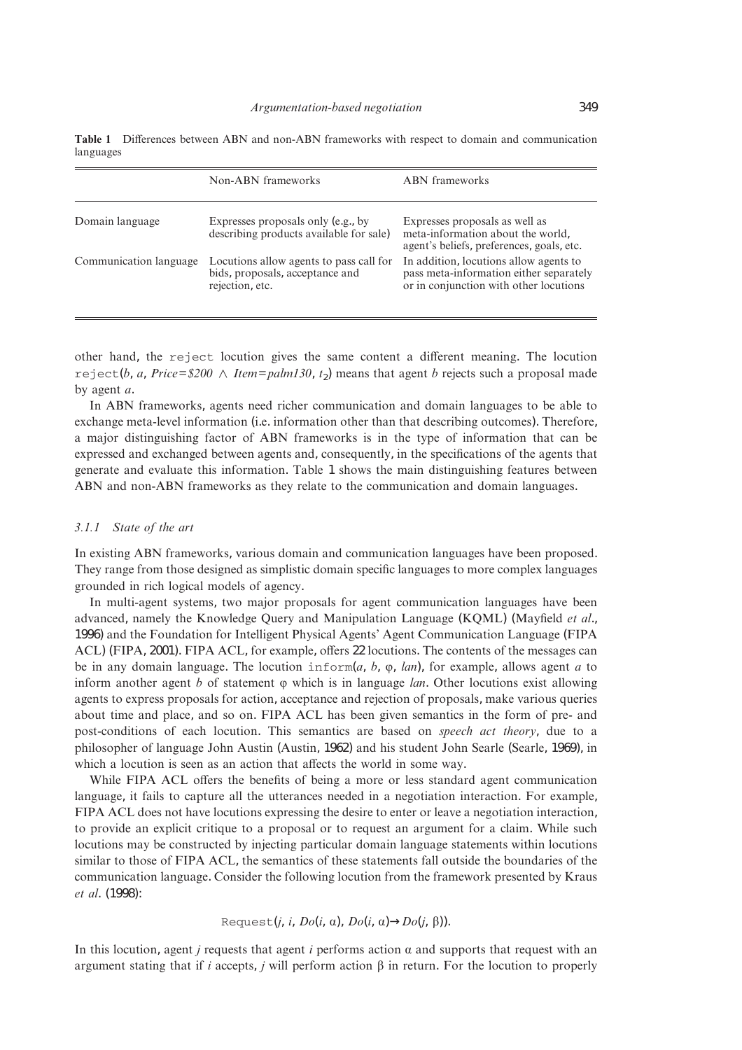**Table 1** Differences between ABN and non-ABN frameworks with respect to domain and communication languages

| | Non-ABN frameworks | ABN frameworks |
|---|---|---|
| Domain language | Expresses proposals only (e.g., by describing products available for sale) | Expresses proposals as well as meta-information about the world, agent's beliefs, preferences, goals, etc. |
| Communication language | Locutions allow agents to pass call for bids, proposals, acceptance and rejection, etc. | In addition, locutions allow agents to pass meta-information either separately or in conjunction with other locutions |

other hand, the `reject` locution gives the same content a different meaning. The locution `reject`($b$, $a$, $Price{=}\$200 \wedge Item{=}palm130$, $t_2$) means that agent $b$ rejects such a proposal made by agent $a$.

In ABN frameworks, agents need richer communication and domain languages to be able to exchange meta-level information (i.e. information other than that describing outcomes). Therefore, a major distinguishing factor of ABN frameworks is in the type of information that can be expressed and exchanged between agents and, consequently, in the specifications of the agents that generate and evaluate this information. Table 1 shows the main distinguishing features between ABN and non-ABN frameworks as they relate to the communication and domain languages.

#### *3.1.1 State of the art*

In existing ABN frameworks, various domain and communication languages have been proposed. They range from those designed as simplistic domain specific languages to more complex languages grounded in rich logical models of agency.

In multi-agent systems, two major proposals for agent communication languages have been advanced, namely the Knowledge Query and Manipulation Language (KQML) (Mayfield *et al*., 1996) and the Foundation for Intelligent Physical Agents' Agent Communication Language (FIPA ACL) (FIPA, 2001). FIPA ACL, for example, offers 22 locutions. The contents of the messages can be in any domain language. The locution `inform`($a$, $b$, $\varphi$, $lan$), for example, allows agent $a$ to inform another agent $b$ of statement $\varphi$ which is in language *lan*. Other locutions exist allowing agents to express proposals for action, acceptance and rejection of proposals, make various queries about time and place, and so on. FIPA ACL has been given semantics in the form of pre- and post-conditions of each locution. This semantics are based on *speech act theory*, due to a philosopher of language John Austin (Austin, 1962) and his student John Searle (Searle, 1969), in which a locution is seen as an action that affects the world in some way.

While FIPA ACL offers the benefits of being a more or less standard agent communication language, it fails to capture all the utterances needed in a negotiation interaction. For example, FIPA ACL does not have locutions expressing the desire to enter or leave a negotiation interaction, to provide an explicit critique to a proposal or to request an argument for a claim. While such locutions may be constructed by injecting particular domain language statements within locutions similar to those of FIPA ACL, the semantics of these statements fall outside the boundaries of the communication language. Consider the following locution from the framework presented by Kraus *et al*. (1998):

$$\texttt{Request}(j, i, Do(i, \alpha), Do(i, \alpha) \rightarrow Do(j, \beta)).$$

In this locution, agent $j$ requests that agent $i$ performs action $\alpha$ and supports that request with an argument stating that if $i$ accepts, $j$ will perform action $\beta$ in return. For the locution to properly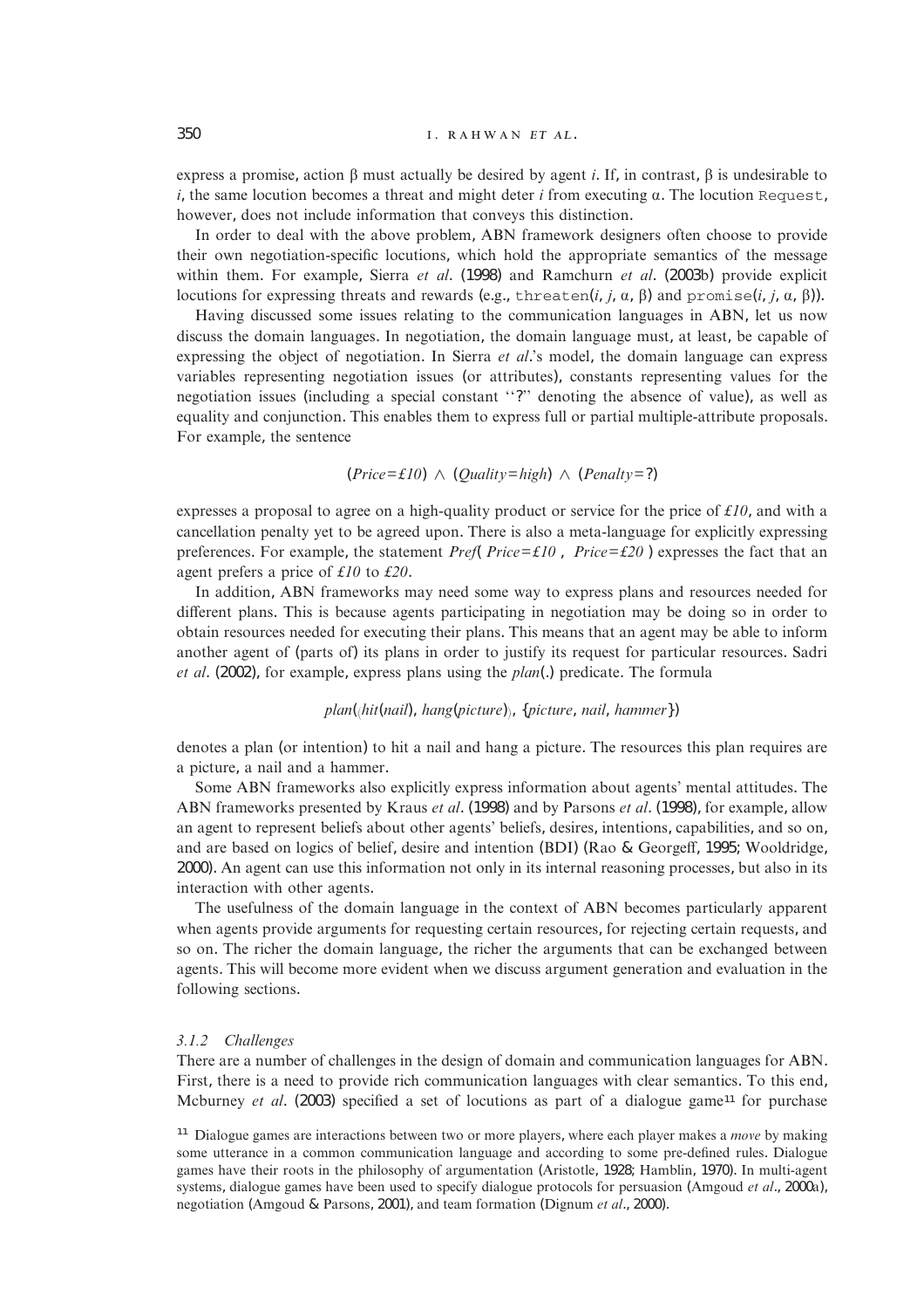express a promise, action $\beta$ must actually be desired by agent $i$. If, in contrast, $\beta$ is undesirable to $i$, the same locution becomes a threat and might deter $i$ from executing $\alpha$. The locution `Request`, however, does not include information that conveys this distinction.

In order to deal with the above problem, ABN framework designers often choose to provide their own negotiation-specific locutions, which hold the appropriate semantics of the message within them. For example, Sierra *et al*. (1998) and Ramchurn *et al*. (2003b) provide explicit locutions for expressing threats and rewards (e.g., threaten($i$, $j$, $\alpha$, $\beta$) and promise($i$, $j$, $\alpha$, $\beta$)).

Having discussed some issues relating to the communication languages in ABN, let us now discuss the domain languages. In negotiation, the domain language must, at least, be capable of expressing the object of negotiation. In Sierra *et al*.'s model, the domain language can express variables representing negotiation issues (or attributes), constants representing values for the negotiation issues (including a special constant ''?'' denoting the absence of value), as well as equality and conjunction. This enables them to express full or partial multiple-attribute proposals. For example, the sentence

$$(Price = £10) \wedge (Quality = high) \wedge (Penalty = ?)$$

expresses a proposal to agree on a high-quality product or service for the price of *£10*, and with a cancellation penalty yet to be agreed upon. There is also a meta-language for explicitly expressing preferences. For example, the statement *Pref( Price=£10 , Price=£20 )* expresses the fact that an agent prefers a price of *£10* to *£20*.

In addition, ABN frameworks may need some way to express plans and resources needed for different plans. This is because agents participating in negotiation may be doing so in order to obtain resources needed for executing their plans. This means that an agent may be able to inform another agent of (parts of) its plans in order to justify its request for particular resources. Sadri *et al*. (2002), for example, express plans using the *plan*(.) predicate. The formula

$$plan(\langle hit(nail), hang(picture)\rangle, \{picture, nail, hammer\})$$

denotes a plan (or intention) to hit a nail and hang a picture. The resources this plan requires are a picture, a nail and a hammer.

Some ABN frameworks also explicitly express information about agents' mental attitudes. The ABN frameworks presented by Kraus *et al*. (1998) and by Parsons *et al*. (1998), for example, allow an agent to represent beliefs about other agents' beliefs, desires, intentions, capabilities, and so on, and are based on logics of belief, desire and intention (BDI) (Rao & Georgeff, 1995; Wooldridge, 2000). An agent can use this information not only in its internal reasoning processes, but also in its interaction with other agents.

The usefulness of the domain language in the context of ABN becomes particularly apparent when agents provide arguments for requesting certain resources, for rejecting certain requests, and so on. The richer the domain language, the richer the arguments that can be exchanged between agents. This will become more evident when we discuss argument generation and evaluation in the following sections.

### 3.1.2 Challenges

There are a number of challenges in the design of domain and communication languages for ABN. First, there is a need to provide rich communication languages with clear semantics. To this end, Mcburney *et al*. (2003) specified a set of locutions as part of a dialogue game[11] for purchase

[11] Dialogue games are interactions between two or more players, where each player makes a *move* by making some utterance in a common communication language and according to some pre-defined rules. Dialogue games have their roots in the philosophy of argumentation (Aristotle, 1928; Hamblin, 1970). In multi-agent systems, dialogue games have been used to specify dialogue protocols for persuasion (Amgoud *et al*., 2000a), negotiation (Amgoud & Parsons, 2001), and team formation (Dignum *et al*., 2000).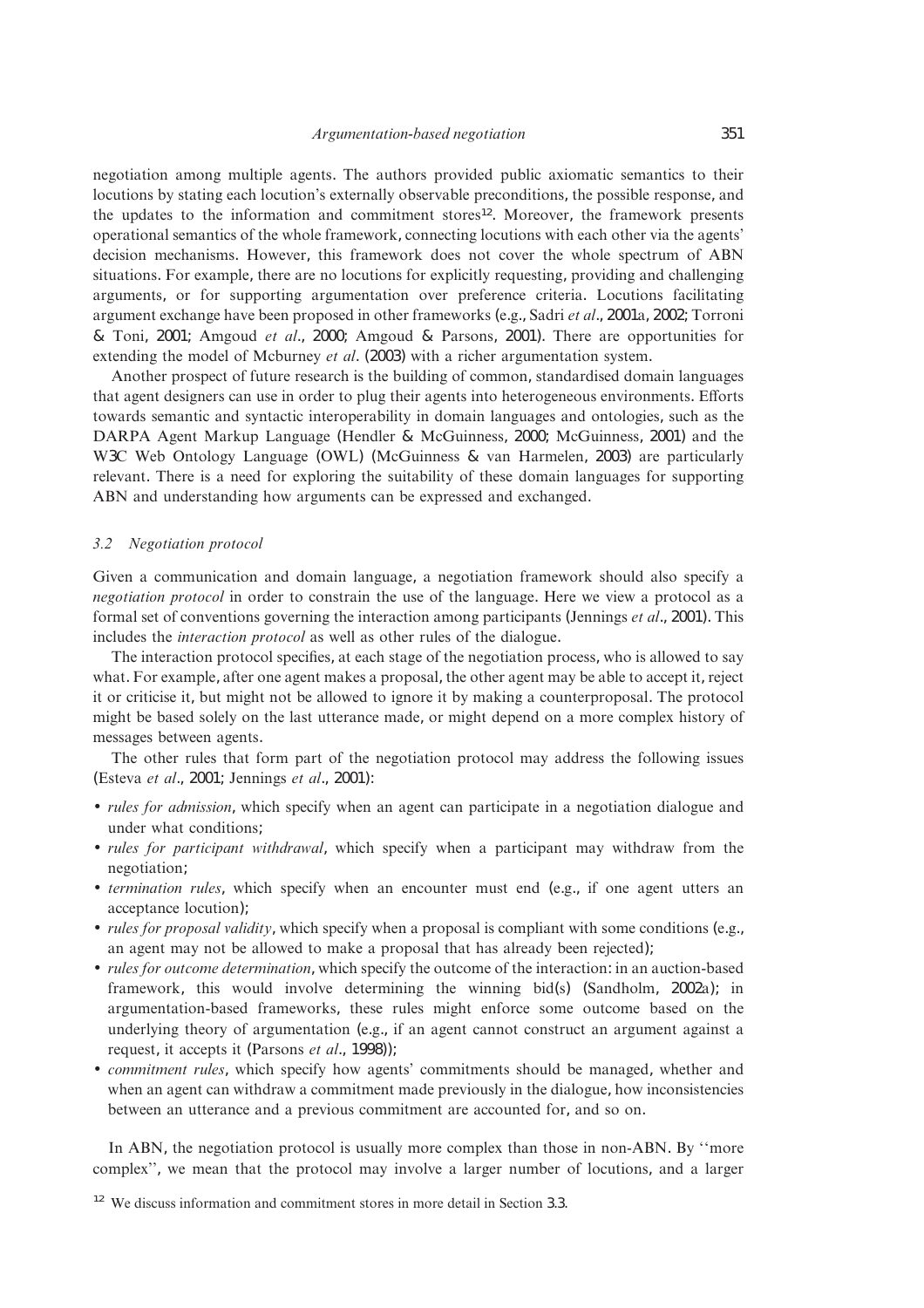negotiation among multiple agents. The authors provided public axiomatic semantics to their locutions by stating each locution's externally observable preconditions, the possible response, and the updates to the information and commitment stores[12]. Moreover, the framework presents operational semantics of the whole framework, connecting locutions with each other via the agents' decision mechanisms. However, this framework does not cover the whole spectrum of ABN situations. For example, there are no locutions for explicitly requesting, providing and challenging arguments, or for supporting argumentation over preference criteria. Locutions facilitating argument exchange have been proposed in other frameworks (e.g., Sadri *et al*., 2001a, 2002; Torroni & Toni, 2001; Amgoud *et al*., 2000; Amgoud & Parsons, 2001). There are opportunities for extending the model of Mcburney *et al*. (2003) with a richer argumentation system.

Another prospect of future research is the building of common, standardised domain languages that agent designers can use in order to plug their agents into heterogeneous environments. Efforts towards semantic and syntactic interoperability in domain languages and ontologies, such as the DARPA Agent Markup Language (Hendler & McGuinness, 2000; McGuinness, 2001) and the W3C Web Ontology Language (OWL) (McGuinness & van Harmelen, 2003) are particularly relevant. There is a need for exploring the suitability of these domain languages for supporting ABN and understanding how arguments can be expressed and exchanged.

### *3.2 Negotiation protocol*

Given a communication and domain language, a negotiation framework should also specify a *negotiation protocol* in order to constrain the use of the language. Here we view a protocol as a formal set of conventions governing the interaction among participants (Jennings *et al*., 2001). This includes the *interaction protocol* as well as other rules of the dialogue.

The interaction protocol specifies, at each stage of the negotiation process, who is allowed to say what. For example, after one agent makes a proposal, the other agent may be able to accept it, reject it or criticise it, but might not be allowed to ignore it by making a counterproposal. The protocol might be based solely on the last utterance made, or might depend on a more complex history of messages between agents.

The other rules that form part of the negotiation protocol may address the following issues (Esteva *et al*., 2001; Jennings *et al*., 2001):

- *rules for admission*, which specify when an agent can participate in a negotiation dialogue and under what conditions;
- *rules for participant withdrawal*, which specify when a participant may withdraw from the negotiation;
- *termination rules*, which specify when an encounter must end (e.g., if one agent utters an acceptance locution);
- *rules for proposal validity*, which specify when a proposal is compliant with some conditions (e.g., an agent may not be allowed to make a proposal that has already been rejected);
- *rules for outcome determination*, which specify the outcome of the interaction: in an auction-based framework, this would involve determining the winning bid(s) (Sandholm, 2002a); in argumentation-based frameworks, these rules might enforce some outcome based on the underlying theory of argumentation (e.g., if an agent cannot construct an argument against a request, it accepts it (Parsons *et al*., 1998));
- *commitment rules*, which specify how agents' commitments should be managed, whether and when an agent can withdraw a commitment made previously in the dialogue, how inconsistencies between an utterance and a previous commitment are accounted for, and so on.

In ABN, the negotiation protocol is usually more complex than those in non-ABN. By "more complex", we mean that the protocol may involve a larger number of locutions, and a larger

[12] We discuss information and commitment stores in more detail in Section 3.3.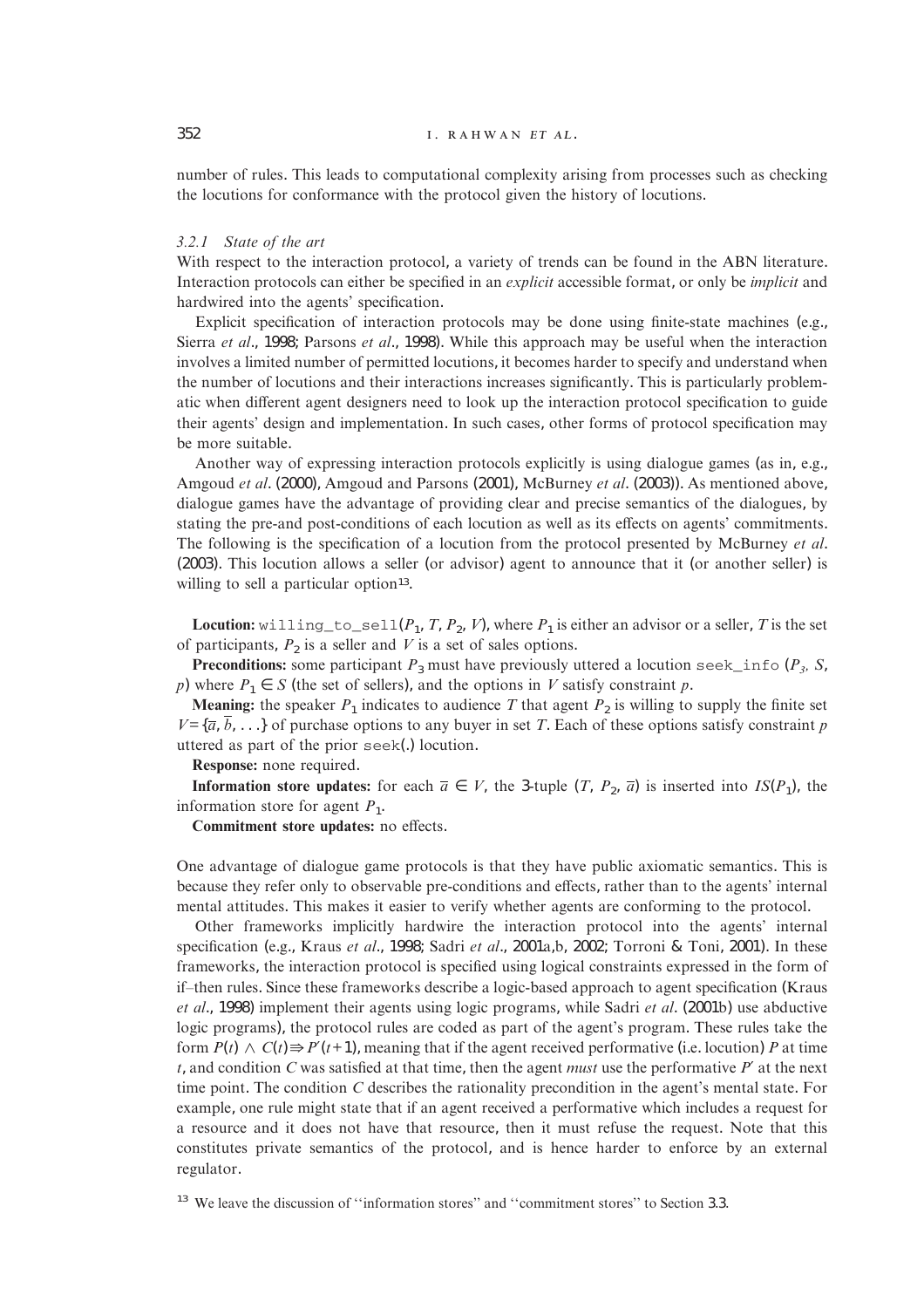number of rules. This leads to computational complexity arising from processes such as checking the locations for conformance with the protocol given the history of locutions.

### 3.2.1 State of the art

With respect to the interaction protocol, a variety of trends can be found in the ABN literature. Interaction protocols can either be specified in an *explicit* accessible format, or only be *implicit* and hardwired into the agents' specification.

Explicit specification of interaction protocols may be done using finite-state machines (e.g., Sierra *et al*., 1998; Parsons *et al*., 1998). While this approach may be useful when the interaction involves a limited number of permitted locutions, it becomes harder to specify and understand when the number of locutions and their interactions increases significantly. This is particularly problematic when different agent designers need to look up the interaction protocol specification to guide their agents' design and implementation. In such cases, other forms of protocol specification may be more suitable.

Another way of expressing interaction protocols explicitly is using dialogue games (as in, e.g., Amgoud *et al*. (2000), Amgoud and Parsons (2001), McBurney *et al*. (2003)). As mentioned above, dialogue games have the advantage of providing clear and precise semantics of the dialogues, by stating the pre-and post-conditions of each locution as well as its effects on agents' commitments. The following is the specification of a locution from the protocol presented by McBurney *et al*. (2003). This locution allows a seller (or advisor) agent to announce that it (or another seller) is willing to sell a particular option[13].

**Locution:** `willing_to_sell`$(P_1, T, P_2, V)$, where $P_1$ is either an advisor or a seller, $T$ is the set of participants, $P_2$ is a seller and $V$ is a set of sales options.

**Preconditions:** some participant $P_3$ must have previously uttered a locution `seek_info` $(P_3, S, p)$ where $P_1 \in S$ (the set of sellers), and the options in $V$ satisfy constraint $p$.

**Meaning:** the speaker $P_1$ indicates to audience $T$ that agent $P_2$ is willing to supply the finite set $V = \{\overline{a}, \overline{b}, \ldots\}$ of purchase options to any buyer in set $T$. Each of these options satisfy constraint $p$ uttered as part of the prior `seek(.)` locution.

**Response:** none required.

**Information store updates:** for each $\overline{a} \in V$, the 3-tuple $(T, P_2, \overline{a})$ is inserted into $IS(P_1)$, the information store for agent $P_1$.

**Commitment store updates:** no effects.

One advantage of dialogue game protocols is that they have public axiomatic semantics. This is because they refer only to observable pre-conditions and effects, rather than to the agents' internal mental attitudes. This makes it easier to verify whether agents are conforming to the protocol.

Other frameworks implicitly hardwire the interaction protocol into the agents' internal specification (e.g., Kraus *et al*., 1998; Sadri *et al*., 2001a,b, 2002; Torroni & Toni, 2001). In these frameworks, the interaction protocol is specified using logical constraints expressed in the form of if–then rules. Since these frameworks describe a logic-based approach to agent specification (Kraus *et al*., 1998) implement their agents using logic programs, while Sadri *et al*. (2001b) use abductive logic programs), the protocol rules are coded as part of the agent's program. These rules take the form $P(t) \wedge C(t) \Rightarrow P'(t+1)$, meaning that if the agent received performative (i.e. locution) $P$ at time $t$, and condition $C$ was satisfied at that time, then the agent *must* use the performative $P'$ at the next time point. The condition $C$ describes the rationality precondition in the agent's mental state. For example, one rule might state that if an agent received a performative which includes a request for a resource and it does not have that resource, then it must refuse the request. Note that this constitutes private semantics of the protocol, and is hence harder to enforce by an external regulator.

[13] We leave the discussion of ''information stores'' and ''commitment stores'' to Section 3.3.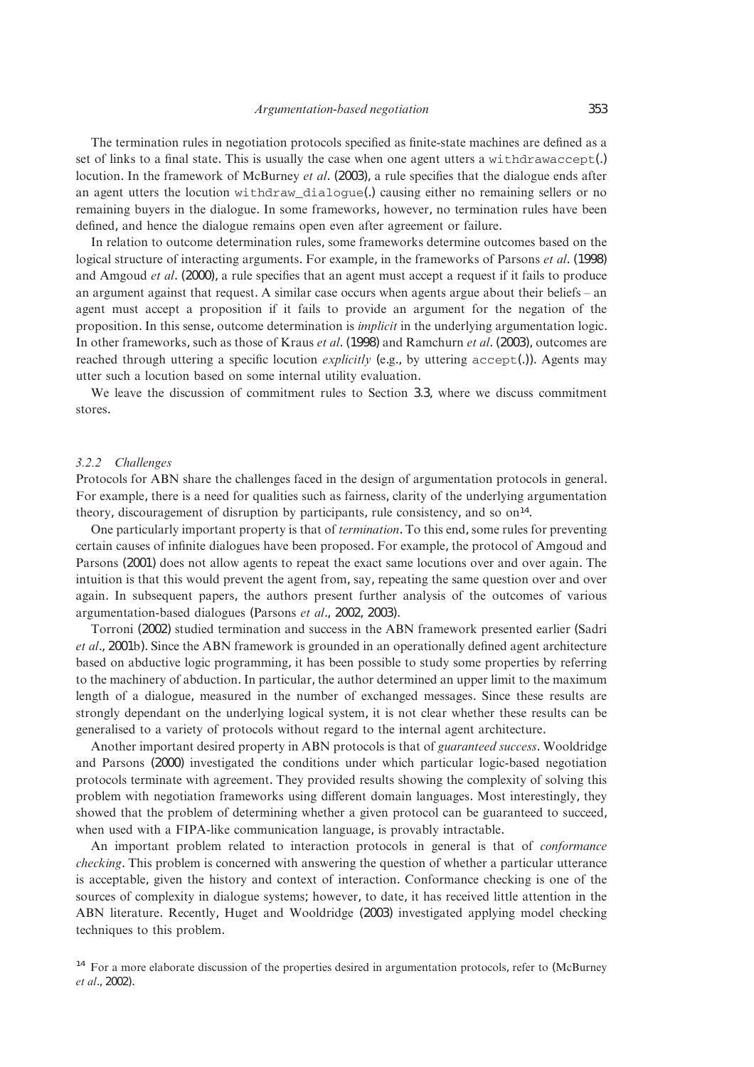The termination rules in negotiation protocols specified as finite-state machines are defined as a set of links to a final state. This is usually the case when one agent utters a `withdrawaccept(.)` locution. In the framework of McBurney *et al*. (2003), a rule specifies that the dialogue ends after an agent utters the locution `withdraw_dialogue(.)` causing either no remaining sellers or no remaining buyers in the dialogue. In some frameworks, however, no termination rules have been defined, and hence the dialogue remains open even after agreement or failure.

In relation to outcome determination rules, some frameworks determine outcomes based on the logical structure of interacting arguments. For example, in the frameworks of Parsons *et al*. (1998) and Amgoud *et al*. (2000), a rule specifies that an agent must accept a request if it fails to produce an argument against that request. A similar case occurs when agents argue about their beliefs – an agent must accept a proposition if it fails to provide an argument for the negation of the proposition. In this sense, outcome determination is *implicit* in the underlying argumentation logic. In other frameworks, such as those of Kraus *et al*. (1998) and Ramchurn *et al*. (2003), outcomes are reached through uttering a specific locution *explicitly* (e.g., by uttering `accept(.)`). Agents may utter such a locution based on some internal utility evaluation.

We leave the discussion of commitment rules to Section 3.3, where we discuss commitment stores.

### *3.2.2 Challenges*

Protocols for ABN share the challenges faced in the design of argumentation protocols in general. For example, there is a need for qualities such as fairness, clarity of the underlying argumentation theory, discouragement of disruption by participants, rule consistency, and so on[14].

One particularly important property is that of *termination*. To this end, some rules for preventing certain causes of infinite dialogues have been proposed. For example, the protocol of Amgoud and Parsons (2001) does not allow agents to repeat the exact same locutions over and over again. The intuition is that this would prevent the agent from, say, repeating the same question over and over again. In subsequent papers, the authors present further analysis of the outcomes of various argumentation-based dialogues (Parsons *et al*., 2002, 2003).

Torroni (2002) studied termination and success in the ABN framework presented earlier (Sadri *et al*., 2001b). Since the ABN framework is grounded in an operationally defined agent architecture based on abductive logic programming, it has been possible to study some properties by referring to the machinery of abduction. In particular, the author determined an upper limit to the maximum length of a dialogue, measured in the number of exchanged messages. Since these results are strongly dependant on the underlying logical system, it is not clear whether these results can be generalised to a variety of protocols without regard to the internal agent architecture.

Another important desired property in ABN protocols is that of *guaranteed success*. Wooldridge and Parsons (2000) investigated the conditions under which particular logic-based negotiation protocols terminate with agreement. They provided results showing the complexity of solving this problem with negotiation frameworks using different domain languages. Most interestingly, they showed that the problem of determining whether a given protocol can be guaranteed to succeed, when used with a FIPA-like communication language, is provably intractable.

An important problem related to interaction protocols in general is that of *conformance checking*. This problem is concerned with answering the question of whether a particular utterance is acceptable, given the history and context of interaction. Conformance checking is one of the sources of complexity in dialogue systems; however, to date, it has received little attention in the ABN literature. Recently, Huget and Wooldridge (2003) investigated applying model checking techniques to this problem.

[14] For a more elaborate discussion of the properties desired in argumentation protocols, refer to (McBurney *et al*., 2002).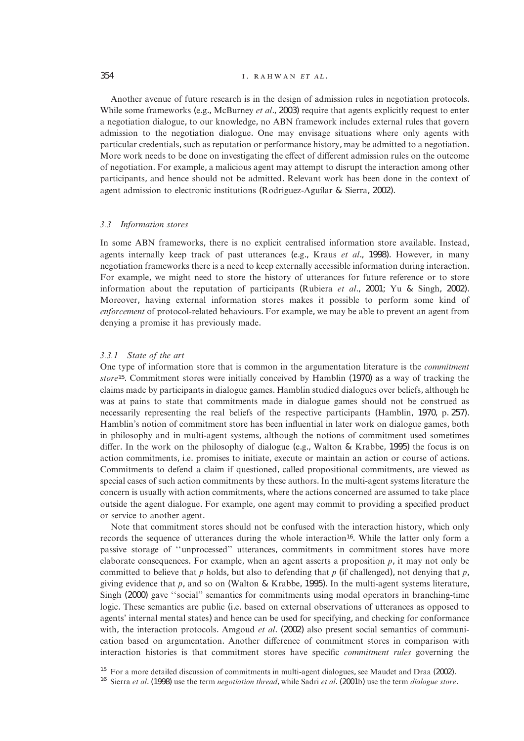Another avenue of future research is in the design of admission rules in negotiation protocols. While some frameworks (e.g., McBurney *et al*., 2003) require that agents explicitly request to enter a negotiation dialogue, to our knowledge, no ABN framework includes external rules that govern admission to the negotiation dialogue. One may envisage situations where only agents with particular credentials, such as reputation or performance history, may be admitted to a negotiation. More work needs to be done on investigating the effect of different admission rules on the outcome of negotiation. For example, a malicious agent may attempt to disrupt the interaction among other participants, and hence should not be admitted. Relevant work has been done in the context of agent admission to electronic institutions (Rodriguez-Aguílar & Sierra, 2002).

### *3.3 Information stores*

In some ABN frameworks, there is no explicit centralised information store available. Instead, agents internally keep track of past utterances (e.g., Kraus *et al*., 1998). However, in many negotiation frameworks there is a need to keep externally accessible information during interaction. For example, we might need to store the history of utterances for future reference or to store information about the reputation of participants (Rubiera *et al*., 2001; Yu & Singh, 2002). Moreover, having external information stores makes it possible to perform some kind of *enforcement* of protocol-related behaviours. For example, we may be able to prevent an agent from denying a promise it has previously made.

#### *3.3.1 State of the art*

One type of information store that is common in the argumentation literature is the *commitment store*[15]. Commitment stores were initially conceived by Hamblin (1970) as a way of tracking the claims made by participants in dialogue games. Hamblin studied dialogues over beliefs, although he was at pains to state that commitments made in dialogue games should not be construed as necessarily representing the real beliefs of the respective participants (Hamblin, 1970, p. 257). Hamblin's notion of commitment store has been influential in later work on dialogue games, both in philosophy and in multi-agent systems, although the notions of commitment used sometimes differ. In the work on the philosophy of dialogue (e.g., Walton & Krabbe, 1995) the focus is on action commitments, i.e. promises to initiate, execute or maintain an action or course of actions. Commitments to defend a claim if questioned, called propositional commitments, are viewed as special cases of such action commitments by these authors. In the multi-agent systems literature the concern is usually with action commitments, where the actions concerned are assumed to take place outside the agent dialogue. For example, one agent may commit to providing a specified product or service to another agent.

Note that commitment stores should not be confused with the interaction history, which only records the sequence of utterances during the whole interaction[16]. While the latter only form a passive storage of ''unprocessed'' utterances, commitments in commitment stores have more elaborate consequences. For example, when an agent asserts a proposition $p$, it may not only be committed to believe that $p$ holds, but also to defending that $p$ (if challenged), not denying that $p$, giving evidence that $p$, and so on (Walton & Krabbe, 1995). In the multi-agent systems literature, Singh (2000) gave ''social'' semantics for commitments using modal operators in branching-time logic. These semantics are public (i.e. based on external observations of utterances as opposed to agents' internal mental states) and hence can be used for specifying, and checking for conformance with, the interaction protocols. Amgoud *et al*. (2002) also present social semantics of communication based on argumentation. Another difference of commitment stores in comparison with interaction histories is that commitment stores have specific *commitment rules* governing the

[15] For a more detailed discussion of commitments in multi-agent dialogues, see Maudet and Draa (2002).

[16] Sierra *et al*. (1998) use the term *negotiation thread*, while Sadri *et al*. (2001b) use the term *dialogue store*.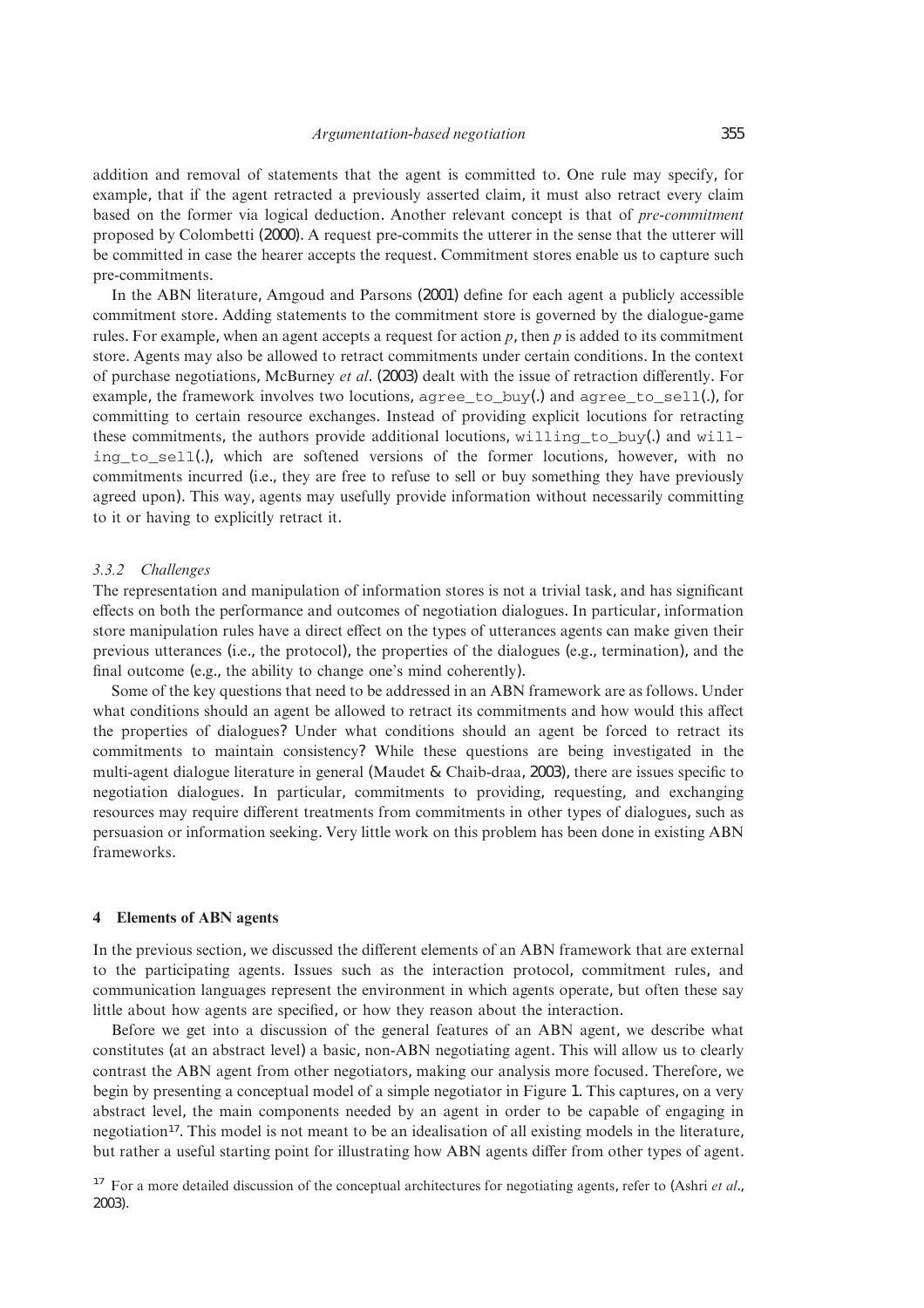addition and removal of statements that the agent is committed to. One rule may specify, for example, that if the agent retracted a previously asserted claim, it must also retract every claim based on the former via logical deduction. Another relevant concept is that of *pre-commitment* proposed by Colombetti (2000). A request pre-commits the utterer in the sense that the utterer will be committed in case the hearer accepts the request. Commitment stores enable us to capture such pre-commitments.

In the ABN literature, Amgoud and Parsons (2001) define for each agent a publicly accessible commitment store. Adding statements to the commitment store is governed by the dialogue-game rules. For example, when an agent accepts a request for action $p$, then $p$ is added to its commitment store. Agents may also be allowed to retract commitments under certain conditions. In the context of purchase negotiations, McBurney *et al*. (2003) dealt with the issue of retraction differently. For example, the framework involves two locutions, `agree_to_buy`(.) and `agree_to_sell`(.), for committing to certain resource exchanges. Instead of providing explicit locutions for retracting these commitments, the authors provide additional locutions, `willing_to_buy`(.) and `willing_to_sell`(.), which are softened versions of the former locutions, however, with no commitments incurred (i.e., they are free to refuse to sell or buy something they have previously agreed upon). This way, agents may usefully provide information without necessarily committing to it or having to explicitly retract it.

### *3.3.2 Challenges*

The representation and manipulation of information stores is not a trivial task, and has significant effects on both the performance and outcomes of negotiation dialogues. In particular, information store manipulation rules have a direct effect on the types of utterances agents can make given their previous utterances (i.e., the protocol), the properties of the dialogues (e.g., termination), and the final outcome (e.g., the ability to change one's mind coherently).

Some of the key questions that need to be addressed in an ABN framework are as follows. Under what conditions should an agent be allowed to retract its commitments and how would this affect the properties of dialogues? Under what conditions should an agent be forced to retract its commitments to maintain consistency? While these questions are being investigated in the multi-agent dialogue literature in general (Maudet & Chaib-draa, 2003), there are issues specific to negotiation dialogues. In particular, commitments to providing, requesting, and exchanging resources may require different treatments from commitments in other types of dialogues, such as persuasion or information seeking. Very little work on this problem has been done in existing ABN frameworks.

## 4 Elements of ABN agents

In the previous section, we discussed the different elements of an ABN framework that are external to the participating agents. Issues such as the interaction protocol, commitment rules, and communication languages represent the environment in which agents operate, but often these say little about how agents are specified, or how they reason about the interaction.

Before we get into a discussion of the general features of an ABN agent, we describe what constitutes (at an abstract level) a basic, non-ABN negotiating agent. This will allow us to clearly contrast the ABN agent from other negotiators, making our analysis more focused. Therefore, we begin by presenting a conceptual model of a simple negotiator in Figure 1. This captures, on a very abstract level, the main components needed by an agent in order to be capable of engaging in negotiation[17]. This model is not meant to be an idealisation of all existing models in the literature, but rather a useful starting point for illustrating how ABN agents differ from other types of agent.

[17] For a more detailed discussion of the conceptual architectures for negotiating agents, refer to (Ashri *et al*., 2003).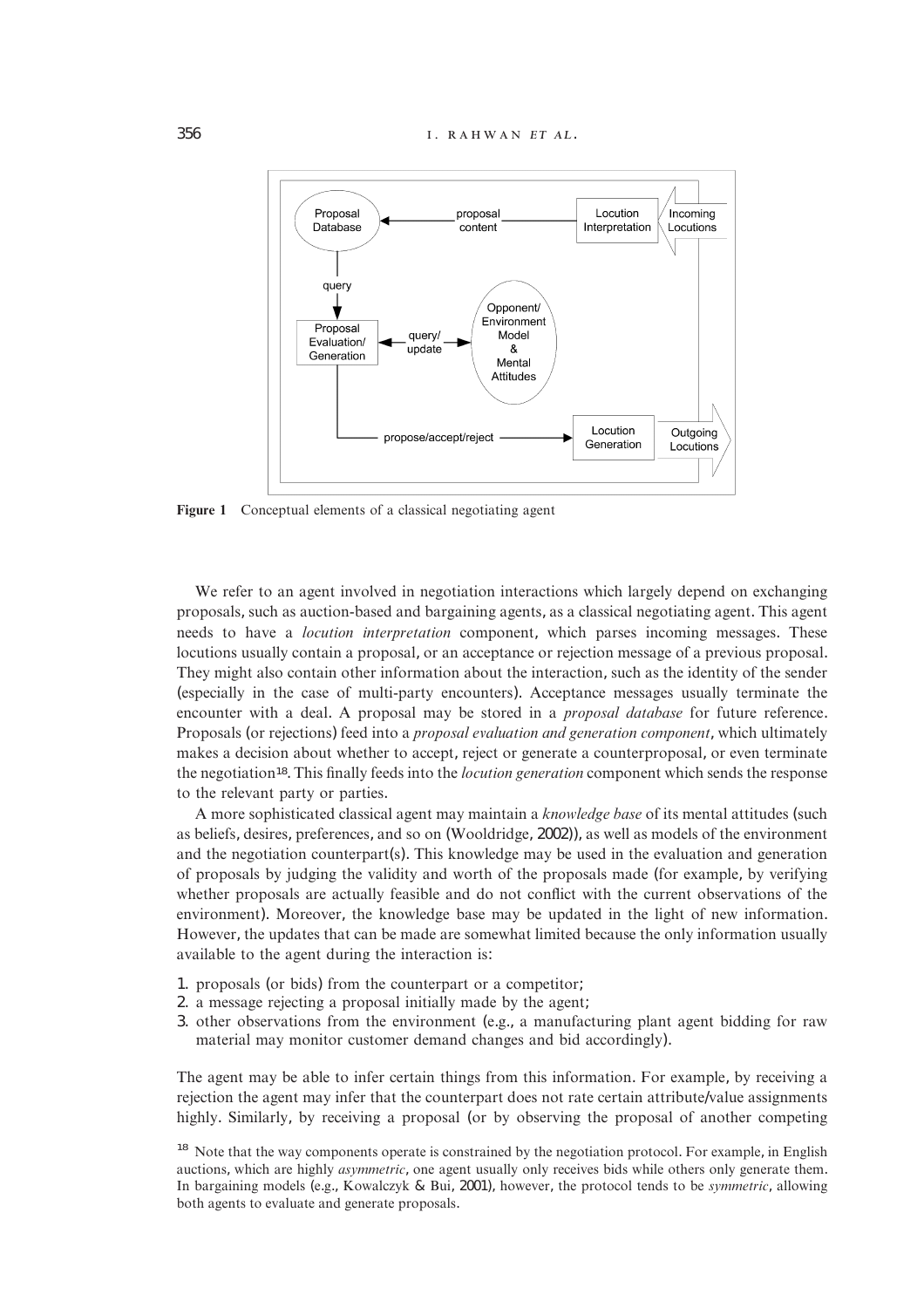**Figure 1** Conceptual elements of a classical negotiating agent

We refer to an agent involved in negotiation interactions which largely depend on exchanging proposals, such as auction-based and bargaining agents, as a classical negotiating agent. This agent needs to have a *locution interpretation* component, which parses incoming messages. These locutions usually contain a proposal, or an acceptance or rejection message of a previous proposal. They might also contain other information about the interaction, such as the identity of the sender (especially in the case of multi-party encounters). Acceptance messages usually terminate the encounter with a deal. A proposal may be stored in a *proposal database* for future reference. Proposals (or rejections) feed into a *proposal evaluation and generation component*, which ultimately makes a decision about whether to accept, reject or generate a counterproposal, or even terminate the negotiation[18]. This finally feeds into the *locution generation* component which sends the response to the relevant party or parties.

A more sophisticated classical agent may maintain a *knowledge base* of its mental attitudes (such as beliefs, desires, preferences, and so on (Wooldridge, 2002)), as well as models of the environment and the negotiation counterpart(s). This knowledge may be used in the evaluation and generation of proposals by judging the validity and worth of the proposals made (for example, by verifying whether proposals are actually feasible and do not conflict with the current observations of the environment). Moreover, the knowledge base may be updated in the light of new information. However, the updates that can be made are somewhat limited because the only information usually available to the agent during the interaction is:

1. proposals (or bids) from the counterpart or a competitor;
2. a message rejecting a proposal initially made by the agent;
3. other observations from the environment (e.g., a manufacturing plant agent bidding for raw material may monitor customer demand changes and bid accordingly).

The agent may be able to infer certain things from this information. For example, by receiving a rejection the agent may infer that the counterpart does not rate certain attribute/value assignments highly. Similarly, by receiving a proposal (or by observing the proposal of another competing

[18] Note that the way components operate is constrained by the negotiation protocol. For example, in English auctions, which are highly *asymmetric*, one agent usually only receives bids while others only generate them. In bargaining models (e.g., Kowalczyk & Bui, 2001), however, the protocol tends to be *symmetric*, allowing both agents to evaluate and generate proposals.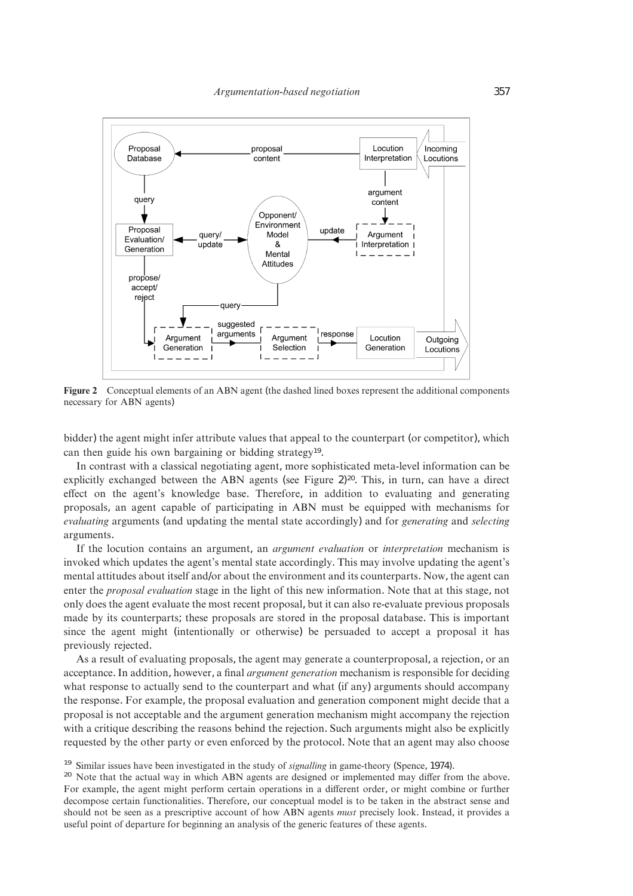**Figure 2** Conceptual elements of an ABN agent (the dashed lined boxes represent the additional components necessary for ABN agents)

bidder) the agent might infer attribute values that appeal to the counterpart (or competitor), which can then guide his own bargaining or bidding strategy[19].

In contrast with a classical negotiating agent, more sophisticated meta-level information can be explicitly exchanged between the ABN agents (see Figure 2)[20]. This, in turn, can have a direct effect on the agent's knowledge base. Therefore, in addition to evaluating and generating proposals, an agent capable of participating in ABN must be equipped with mechanisms for *evaluating* arguments (and updating the mental state accordingly) and for *generating* and *selecting* arguments.

If the locution contains an argument, an *argument evaluation* or *interpretation* mechanism is invoked which updates the agent's mental state accordingly. This may involve updating the agent's mental attitudes about itself and/or about the environment and its counterparts. Now, the agent can enter the *proposal evaluation* stage in the light of this new information. Note that at this stage, not only does the agent evaluate the most recent proposal, but it can also re-evaluate previous proposals made by its counterparts; these proposals are stored in the proposal database. This is important since the agent might (intentionally or otherwise) be persuaded to accept a proposal it has previously rejected.

As a result of evaluating proposals, the agent may generate a counterproposal, a rejection, or an acceptance. In addition, however, a final *argument generation* mechanism is responsible for deciding what response to actually send to the counterpart and what (if any) arguments should accompany the response. For example, the proposal evaluation and generation component might decide that a proposal is not acceptable and the argument generation mechanism might accompany the rejection with a critique describing the reasons behind the rejection. Such arguments might also be explicitly requested by the other party or even enforced by the protocol. Note that an agent may also choose

[19] Similar issues have been investigated in the study of *signalling* in game-theory (Spence, 1974).

[20] Note that the actual way in which ABN agents are designed or implemented may differ from the above. For example, the agent might perform certain operations in a different order, or might combine or further decompose certain functionalities. Therefore, our conceptual model is to be taken in the abstract sense and should not be seen as a prescriptive account of how ABN agents *must* precisely look. Instead, it provides a useful point of departure for beginning an analysis of the generic features of these agents.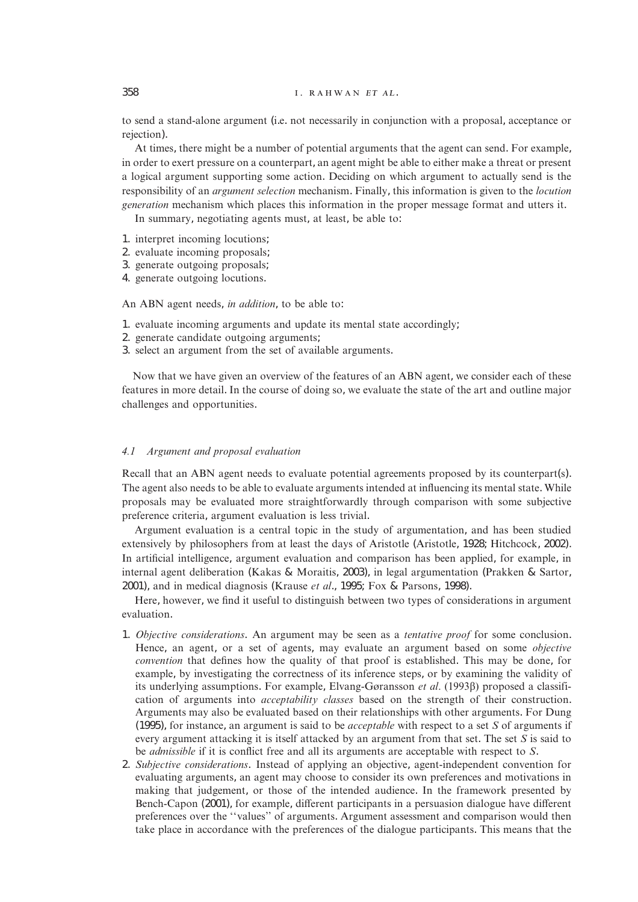to send a stand-alone argument (i.e. not necessarily in conjunction with a proposal, acceptance or rejection).

At times, there might be a number of potential arguments that the agent can send. For example, in order to exert pressure on a counterpart, an agent might be able to either make a threat or present a logical argument supporting some action. Deciding on which argument to actually send is the responsibility of an *argument selection* mechanism. Finally, this information is given to the *locution generation* mechanism which places this information in the proper message format and utters it.

In summary, negotiating agents must, at least, be able to:

1. interpret incoming locutions;
2. evaluate incoming proposals;
3. generate outgoing proposals;
4. generate outgoing locutions.

An ABN agent needs, *in addition*, to be able to:

1. evaluate incoming arguments and update its mental state accordingly;
2. generate candidate outgoing arguments;
3. select an argument from the set of available arguments.

Now that we have given an overview of the features of an ABN agent, we consider each of these features in more detail. In the course of doing so, we evaluate the state of the art and outline major challenges and opportunities.

### *4.1 Argument and proposal evaluation*

Recall that an ABN agent needs to evaluate potential agreements proposed by its counterpart(s). The agent also needs to be able to evaluate arguments intended at influencing its mental state. While proposals may be evaluated more straightforwardly through comparison with some subjective preference criteria, argument evaluation is less trivial.

Argument evaluation is a central topic in the study of argumentation, and has been studied extensively by philosophers from at least the days of Aristotle (Aristotle, 1928; Hitchcock, 2002). In artificial intelligence, argument evaluation and comparison has been applied, for example, in internal agent deliberation (Kakas & Moraitis, 2003), in legal argumentation (Prakken & Sartor, 2001), and in medical diagnosis (Krause *et al*., 1995; Fox & Parsons, 1998).

Here, however, we find it useful to distinguish between two types of considerations in argument evaluation.

1. *Objective considerations*. An argument may be seen as a *tentative proof* for some conclusion. Hence, an agent, or a set of agents, may evaluate an argument based on some *objective convention* that defines how the quality of that proof is established. This may be done, for example, by investigating the correctness of its inference steps, or by examining the validity of its underlying assumptions. For example, Elvang-Gøransson *et al.* (1993β) proposed a classification of arguments into *acceptability classes* based on the strength of their construction. Arguments may also be evaluated based on their relationships with other arguments. For Dung (1995), for instance, an argument is said to be *acceptable* with respect to a set $S$ of arguments if every argument attacking it is itself attacked by an argument from that set. The set $S$ is said to be *admissible* if it is conflict free and all its arguments are acceptable with respect to $S$.
2. *Subjective considerations*. Instead of applying an objective, agent-independent convention for evaluating arguments, an agent may choose to consider its own preferences and motivations in making that judgement, or those of the intended audience. In the framework presented by Bench-Capon (2001), for example, different participants in a persuasion dialogue have different preferences over the ''values'' of arguments. Argument assessment and comparison would then take place in accordance with the preferences of the dialogue participants. This means that the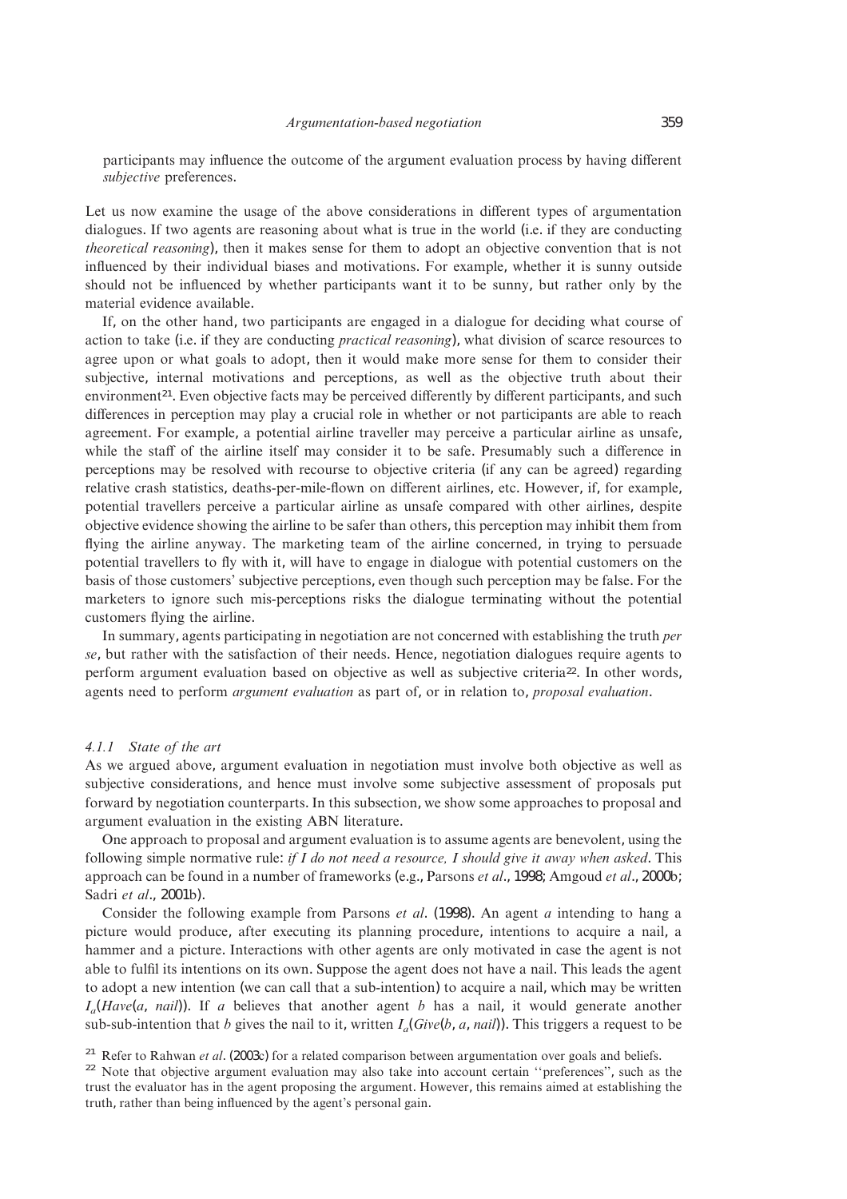participants may influence the outcome of the argument evaluation process by having different *subjective* preferences.

Let us now examine the usage of the above considerations in different types of argumentation dialogues. If two agents are reasoning about what is true in the world (i.e. if they are conducting *theoretical reasoning*), then it makes sense for them to adopt an objective convention that is not influenced by their individual biases and motivations. For example, whether it is sunny outside should not be influenced by whether participants want it to be sunny, but rather only by the material evidence available.

If, on the other hand, two participants are engaged in a dialogue for deciding what course of action to take (i.e. if they are conducting *practical reasoning*), what division of scarce resources to agree upon or what goals to adopt, then it would make more sense for them to consider their subjective, internal motivations and perceptions, as well as the objective truth about their environment[21]. Even objective facts may be perceived differently by different participants, and such differences in perception may play a crucial role in whether or not participants are able to reach agreement. For example, a potential airline traveller may perceive a particular airline as unsafe, while the staff of the airline itself may consider it to be safe. Presumably such a difference in perceptions may be resolved with recourse to objective criteria (if any can be agreed) regarding relative crash statistics, deaths-per-mile-flown on different airlines, etc. However, if, for example, potential travellers perceive a particular airline as unsafe compared with other airlines, despite objective evidence showing the airline to be safer than others, this perception may inhibit them from flying the airline anyway. The marketing team of the airline concerned, in trying to persuade potential travellers to fly with it, will have to engage in dialogue with potential customers on the basis of those customers' subjective perceptions, even though such perception may be false. For the marketers to ignore such mis-perceptions risks the dialogue terminating without the potential customers flying the airline.

In summary, agents participating in negotiation are not concerned with establishing the truth *per se*, but rather with the satisfaction of their needs. Hence, negotiation dialogues require agents to perform argument evaluation based on objective as well as subjective criteria[22]. In other words, agents need to perform *argument evaluation* as part of, or in relation to, *proposal evaluation*.

### *4.1.1 State of the art*

As we argued above, argument evaluation in negotiation must involve both objective as well as subjective considerations, and hence must involve some subjective assessment of proposals put forward by negotiation counterparts. In this subsection, we show some approaches to proposal and argument evaluation in the existing ABN literature.

One approach to proposal and argument evaluation is to assume agents are benevolent, using the following simple normative rule: *if I do not need a resource, I should give it away when asked*. This approach can be found in a number of frameworks (e.g., Parsons *et al*., 1998; Amgoud *et al*., 2000b; Sadri *et al*., 2001b).

Consider the following example from Parsons *et al*. (1998). An agent $a$ intending to hang a picture would produce, after executing its planning procedure, intentions to acquire a nail, a hammer and a picture. Interactions with other agents are only motivated in case the agent is not able to fulfil its intentions on its own. Suppose the agent does not have a nail. This leads the agent to adopt a new intention (we can call that a sub-intention) to acquire a nail, which may be written $I_a(Have(a, nail))$. If $a$ believes that another agent $b$ has a nail, it would generate another sub-sub-intention that $b$ gives the nail to it, written $I_a(Give(b, a, nail))$. This triggers a request to be

[21] Refer to Rahwan *et al*. (2003c) for a related comparison between argumentation over goals and beliefs.

[22] Note that objective argument evaluation may also take into account certain "preferences", such as the trust the evaluator has in the agent proposing the argument. However, this remains aimed at establishing the truth, rather than being influenced by the agent's personal gain.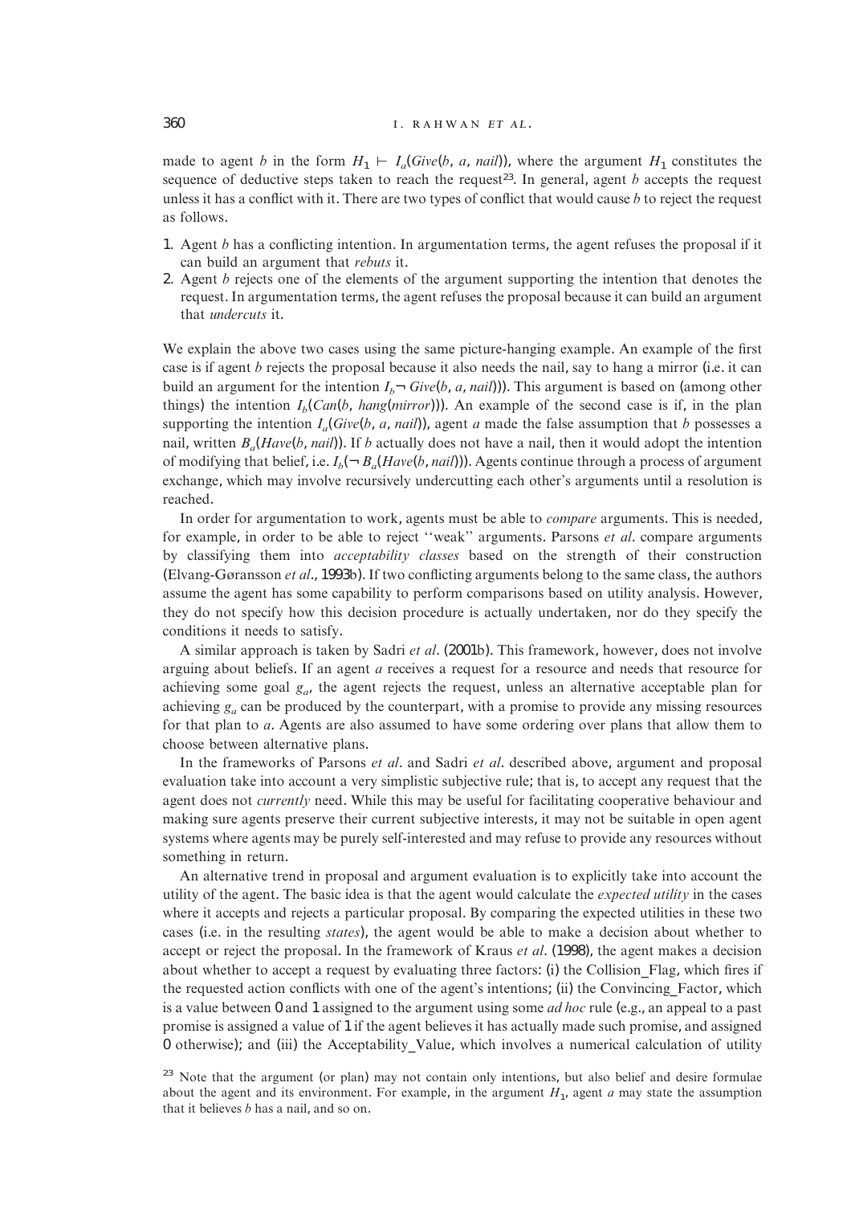made to agent $b$ in the form $H_1 \vdash I_a(Give(b, a, nail))$, where the argument $H_1$ constitutes the sequence of deductive steps taken to reach the request[23]. In general, agent $b$ accepts the request unless it has a conflict with it. There are two types of conflict that would cause $b$ to reject the request as follows.

1. Agent $b$ has a conflicting intention. In argumentation terms, the agent refuses the proposal if it can build an argument that *rebuts* it.
2. Agent $b$ rejects one of the elements of the argument supporting the intention that denotes the request. In argumentation terms, the agent refuses the proposal because it can build an argument that *undercuts* it.

We explain the above two cases using the same picture-hanging example. An example of the first case is if agent $b$ rejects the proposal because it also needs the nail, say to hang a mirror (i.e. it can build an argument for the intention $I_b \neg Give(b, a, nail)$)). This argument is based on (among other things) the intention $I_b(Can(b, hang(mirror)))$. An example of the second case is if, in the plan supporting the intention $I_a(Give(b, a, nail))$, agent $a$ made the false assumption that $b$ possesses a nail, written $B_a(Have(b, nail))$. If $b$ actually does not have a nail, then it would adopt the intention of modifying that belief, i.e. $I_b(\neg B_a(Have(b, nail)))$. Agents continue through a process of argument exchange, which may involve recursively undercutting each other's arguments until a resolution is reached.

In order for argumentation to work, agents must be able to *compare* arguments. This is needed, for example, in order to be able to reject ''weak'' arguments. Parsons *et al*. compare arguments by classifying them into *acceptability classes* based on the strength of their construction (Elvang-Gøransson *et al*., 1993b). If two conflicting arguments belong to the same class, the authors assume the agent has some capability to perform comparisons based on utility analysis. However, they do not specify how this decision procedure is actually undertaken, nor do they specify the conditions it needs to satisfy.

A similar approach is taken by Sadri *et al*. (2001b). This framework, however, does not involve arguing about beliefs. If an agent $a$ receives a request for a resource and needs that resource for achieving some goal $g_a$, the agent rejects the request, unless an alternative acceptable plan for achieving $g_a$ can be produced by the counterpart, with a promise to provide any missing resources for that plan to $a$. Agents are also assumed to have some ordering over plans that allow them to choose between alternative plans.

In the frameworks of Parsons *et al*. and Sadri *et al*. described above, argument and proposal evaluation take into account a very simplistic subjective rule; that is, to accept any request that the agent does not *currently* need. While this may be useful for facilitating cooperative behaviour and making sure agents preserve their current subjective interests, it may not be suitable in open agent systems where agents may be purely self-interested and may refuse to provide any resources without something in return.

An alternative trend in proposal and argument evaluation is to explicitly take into account the utility of the agent. The basic idea is that the agent would calculate the *expected utility* in the cases where it accepts and rejects a particular proposal. By comparing the expected utilities in these two cases (i.e. in the resulting *states*), the agent would be able to make a decision about whether to accept or reject the proposal. In the framework of Kraus *et al*. (1998), the agent makes a decision about whether to accept a request by evaluating three factors: (i) the Collision_Flag, which fires if the requested action conflicts with one of the agent's intentions; (ii) the Convincing_Factor, which is a value between 0 and 1 assigned to the argument using some *ad hoc* rule (e.g., an appeal to a past promise is assigned a value of 1 if the agent believes it has actually made such promise, and assigned 0 otherwise); and (iii) the Acceptability_Value, which involves a numerical calculation of utility

[23] Note that the argument (or plan) may not contain only intentions, but also belief and desire formulae about the agent and its environment. For example, in the argument $H_1$, agent $a$ may state the assumption that it believes $b$ has a nail, and so on.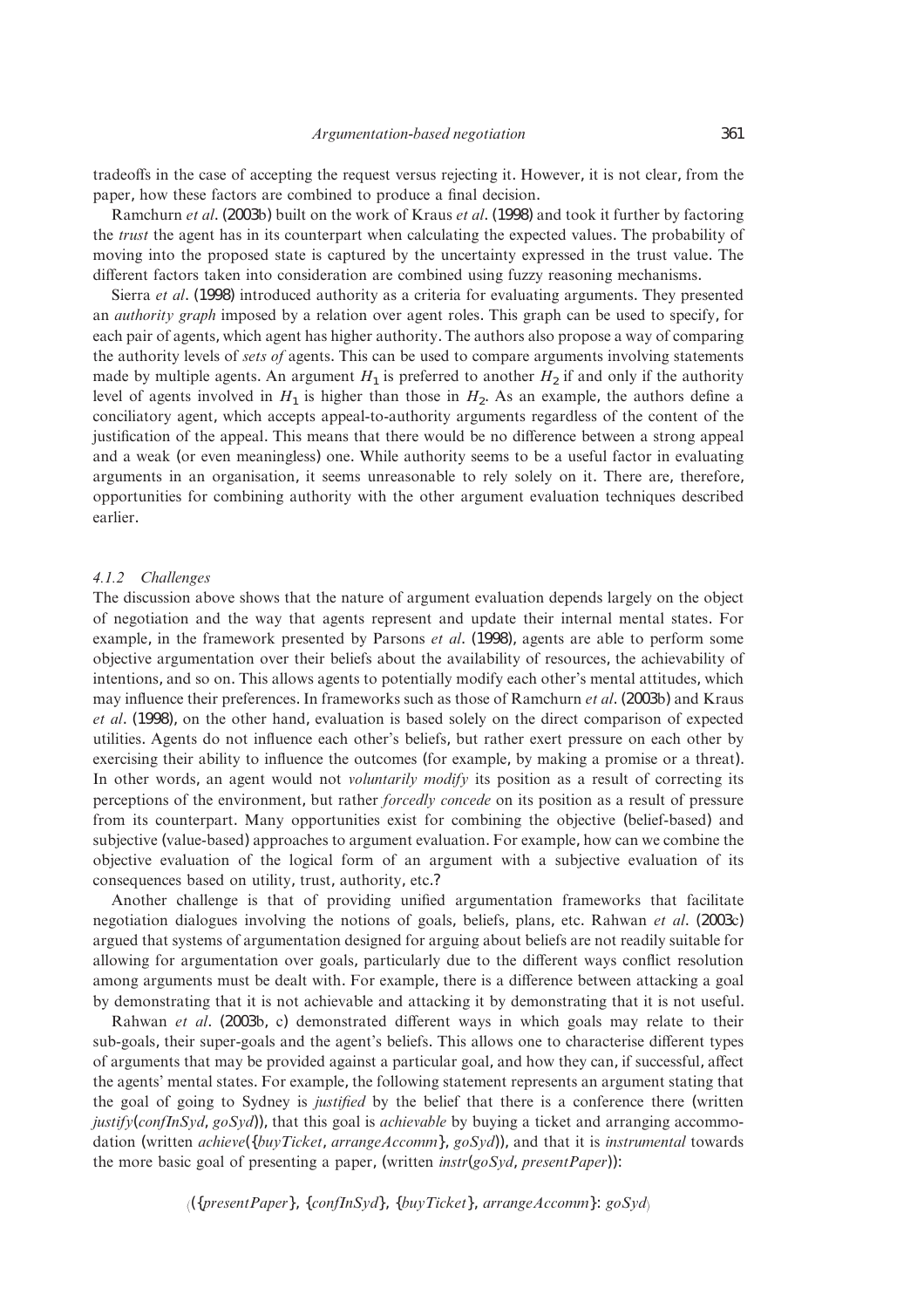tradeoffs in the case of accepting the request versus rejecting it. However, it is not clear, from the paper, how these factors are combined to produce a final decision.

Ramchurn *et al*. (2003b) built on the work of Kraus *et al*. (1998) and took it further by factoring the *trust* the agent has in its counterpart when calculating the expected values. The probability of moving into the proposed state is captured by the uncertainty expressed in the trust value. The different factors taken into consideration are combined using fuzzy reasoning mechanisms.

Sierra *et al*. (1998) introduced authority as a criteria for evaluating arguments. They presented an *authority graph* imposed by a relation over agent roles. This graph can be used to specify, for each pair of agents, which agent has higher authority. The authors also propose a way of comparing the authority levels of *sets of* agents. This can be used to compare arguments involving statements made by multiple agents. An argument $H_1$ is preferred to another $H_2$ if and only if the authority level of agents involved in $H_1$ is higher than those in $H_2$. As an example, the authors define a conciliatory agent, which accepts appeal-to-authority arguments regardless of the content of the justification of the appeal. This means that there would be no difference between a strong appeal and a weak (or even meaningless) one. While authority seems to be a useful factor in evaluating arguments in an organisation, it seems unreasonable to rely solely on it. There are, therefore, opportunities for combining authority with the other argument evaluation techniques described earlier.

#### 4.1.2 Challenges

The discussion above shows that the nature of argument evaluation depends largely on the object of negotiation and the way that agents represent and update their internal mental states. For example, in the framework presented by Parsons *et al*. (1998), agents are able to perform some objective argumentation over their beliefs about the availability of resources, the achievability of intentions, and so on. This allows agents to potentially modify each other's mental attitudes, which may influence their preferences. In frameworks such as those of Ramchurn *et al*. (2003b) and Kraus *et al*. (1998), on the other hand, evaluation is based solely on the direct comparison of expected utilities. Agents do not influence each other's beliefs, but rather exert pressure on each other by exercising their ability to influence the outcomes (for example, by making a promise or a threat). In other words, an agent would not *voluntarily modify* its position as a result of correcting its perceptions of the environment, but rather *forcedly concede* on its position as a result of pressure from its counterpart. Many opportunities exist for combining the objective (belief-based) and subjective (value-based) approaches to argument evaluation. For example, how can we combine the objective evaluation of the logical form of an argument with a subjective evaluation of its consequences based on utility, trust, authority, etc.?

Another challenge is that of providing unified argumentation frameworks that facilitate negotiation dialogues involving the notions of goals, beliefs, plans, etc. Rahwan *et al*. (2003c) argued that systems of argumentation designed for arguing about beliefs are not readily suitable for allowing for argumentation over goals, particularly due to the different ways conflict resolution among arguments must be dealt with. For example, there is a difference between attacking a goal by demonstrating that it is not achievable and attacking it by demonstrating that it is not useful.

Rahwan *et al*. (2003b, c) demonstrated different ways in which goals may relate to their sub-goals, their super-goals and the agent's beliefs. This allows one to characterise different types of arguments that may be provided against a particular goal, and how they can, if successful, affect the agents' mental states. For example, the following statement represents an argument stating that the goal of going to Sydney is *justified* by the belief that there is a conference there (written *justify*(*confInSyd*, *goSyd*)), that this goal is *achievable* by buying a ticket and arranging accommodation (written *achieve*({*buyTicket*, *arrangeAccomm*}, *goSyd*)), and that it is *instrumental* towards the more basic goal of presenting a paper, (written *instr*(*goSyd*, *presentPaper*)):

$$\langle (\{presentPaper\}, \{confInSyd\}, \{buyTicket\}, arrangeAccomm\}: goSyd \rangle$$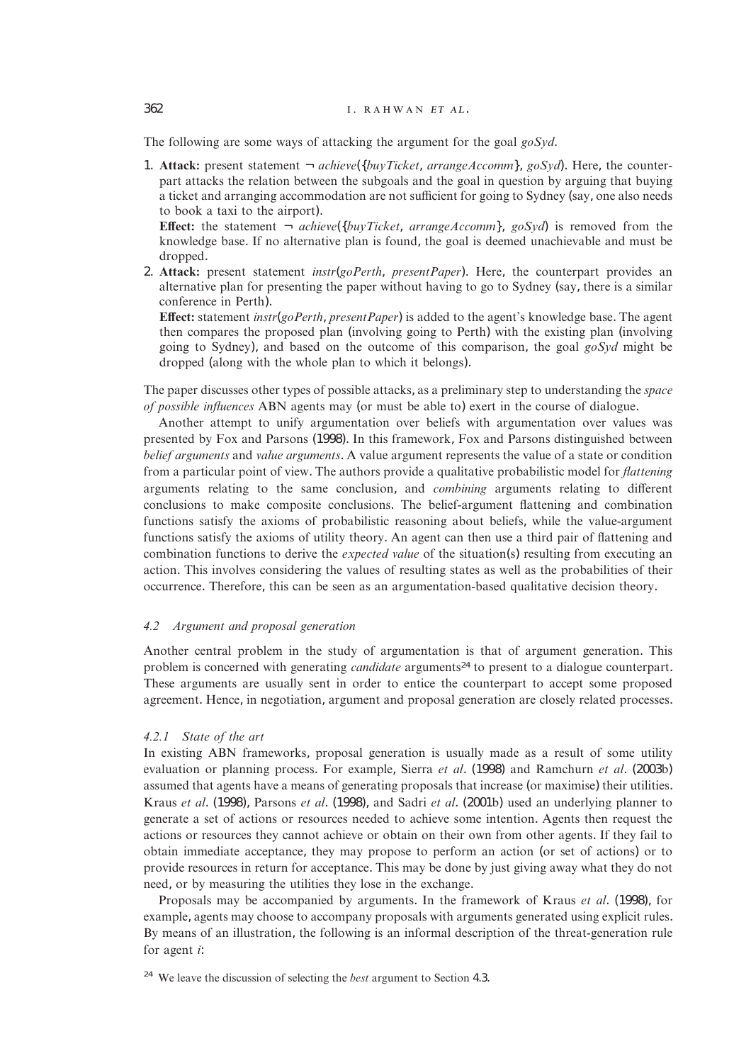The following are some ways of attacking the argument for the goal *goSyd*.

1. **Attack:** present statement $\neg$ *achieve*({*buyTicket*, *arrangeAccomm*}, *goSyd*). Here, the counterpart attacks the relation between the subgoals and the goal in question by arguing that buying a ticket and arranging accommodation are not sufficient for going to Sydney (say, one also needs to book a taxi to the airport).
   **Effect:** the statement $\neg$ *achieve*({*buyTicket*, *arrangeAccomm*}, *goSyd*) is removed from the knowledge base. If no alternative plan is found, the goal is deemed unachievable and must be dropped.
2. **Attack:** present statement *instr*(*goPerth*, *presentPaper*). Here, the counterpart provides an alternative plan for presenting the paper without having to go to Sydney (say, there is a similar conference in Perth).
   **Effect:** statement *instr*(*goPerth*, *presentPaper*) is added to the agent's knowledge base. The agent then compares the proposed plan (involving going to Perth) with the existing plan (involving going to Sydney), and based on the outcome of this comparison, the goal *goSyd* might be dropped (along with the whole plan to which it belongs).

The paper discusses other types of possible attacks, as a preliminary step to understanding the *space of possible influences* ABN agents may (or must be able to) exert in the course of dialogue.

Another attempt to unify argumentation over beliefs with argumentation over values was presented by Fox and Parsons (1998). In this framework, Fox and Parsons distinguished between *belief arguments* and *value arguments*. A value argument represents the value of a state or condition from a particular point of view. The authors provide a qualitative probabilistic model for *flattening* arguments relating to the same conclusion, and *combining* arguments relating to different conclusions to make composite conclusions. The belief-argument flattening and combination functions satisfy the axioms of probabilistic reasoning about beliefs, while the value-argument functions satisfy the axioms of utility theory. An agent can then use a third pair of flattening and combination functions to derive the *expected value* of the situation(s) resulting from executing an action. This involves considering the values of resulting states as well as the probabilities of their occurrence. Therefore, this can be seen as an argumentation-based qualitative decision theory.

### 4.2 *Argument and proposal generation*

Another central problem in the study of argumentation is that of argument generation. This problem is concerned with generating *candidate* arguments[24] to present to a dialogue counterpart. These arguments are usually sent in order to entice the counterpart to accept some proposed agreement. Hence, in negotiation, argument and proposal generation are closely related processes.

#### 4.2.1 *State of the art*

In existing ABN frameworks, proposal generation is usually made as a result of some utility evaluation or planning process. For example, Sierra *et al*. (1998) and Ramchurn *et al*. (2003b) assumed that agents have a means of generating proposals that increase (or maximise) their utilities. Kraus *et al*. (1998), Parsons *et al*. (1998), and Sadri *et al*. (2001b) used an underlying planner to generate a set of actions or resources needed to achieve some intention. Agents then request the actions or resources they cannot achieve or obtain on their own from other agents. If they fail to obtain immediate acceptance, they may propose to perform an action (or set of actions) or to provide resources in return for acceptance. This may be done by just giving away what they do not need, or by measuring the utilities they lose in the exchange.

Proposals may be accompanied by arguments. In the framework of Kraus *et al*. (1998), for example, agents may choose to accompany proposals with arguments generated using explicit rules. By means of an illustration, the following is an informal description of the threat-generation rule for agent *i*:

[24] We leave the discussion of selecting the *best* argument to Section 4.3.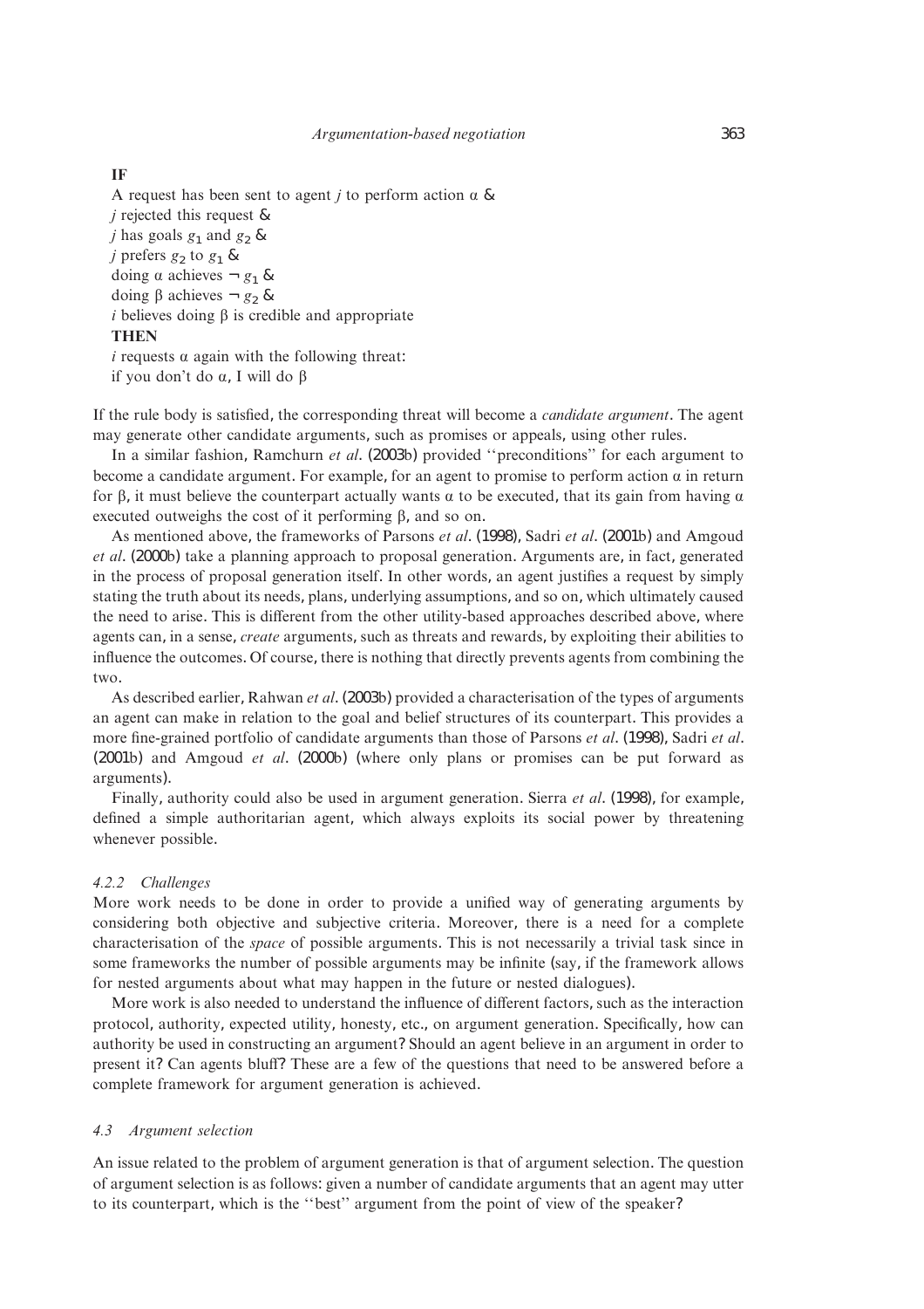**IF**
A request has been sent to agent $j$ to perform action $\alpha$ &
$j$ rejected this request &
$j$ has goals $g_1$ and $g_2$ &
$j$ prefers $g_2$ to $g_1$ &
doing $\alpha$ achieves $\neg g_1$ &
doing $\beta$ achieves $\neg g_2$ &
$i$ believes doing $\beta$ is credible and appropriate
**THEN**
$i$ requests $\alpha$ again with the following threat:
if you don't do $\alpha$, I will do $\beta$

If the rule body is satisfied, the corresponding threat will become a *candidate argument*. The agent may generate other candidate arguments, such as promises or appeals, using other rules.

In a similar fashion, Ramchurn *et al*. (2003b) provided ''preconditions'' for each argument to become a candidate argument. For example, for an agent to promise to perform action $\alpha$ in return for $\beta$, it must believe the counterpart actually wants $\alpha$ to be executed, that its gain from having $\alpha$ executed outweighs the cost of it performing $\beta$, and so on.

As mentioned above, the frameworks of Parsons *et al*. (1998), Sadri *et al*. (2001b) and Amgoud *et al*. (2000b) take a planning approach to proposal generation. Arguments are, in fact, generated in the process of proposal generation itself. In other words, an agent justifies a request by simply stating the truth about its needs, plans, underlying assumptions, and so on, which ultimately caused the need to arise. This is different from the other utility-based approaches described above, where agents can, in a sense, *create* arguments, such as threats and rewards, by exploiting their abilities to influence the outcomes. Of course, there is nothing that directly prevents agents from combining the two.

As described earlier, Rahwan *et al*. (2003b) provided a characterisation of the types of arguments an agent can make in relation to the goal and belief structures of its counterpart. This provides a more fine-grained portfolio of candidate arguments than those of Parsons *et al*. (1998), Sadri *et al*. (2001b) and Amgoud *et al*. (2000b) (where only plans or promises can be put forward as arguments).

Finally, authority could also be used in argument generation. Sierra *et al*. (1998), for example, defined a simple authoritarian agent, which always exploits its social power by threatening whenever possible.

#### *4.2.2 Challenges*

More work needs to be done in order to provide a unified way of generating arguments by considering both objective and subjective criteria. Moreover, there is a need for a complete characterisation of the *space* of possible arguments. This is not necessarily a trivial task since in some frameworks the number of possible arguments may be infinite (say, if the framework allows for nested arguments about what may happen in the future or nested dialogues).

More work is also needed to understand the influence of different factors, such as the interaction protocol, authority, expected utility, honesty, etc., on argument generation. Specifically, how can authority be used in constructing an argument? Should an agent believe in an argument in order to present it? Can agents bluff? These are a few of the questions that need to be answered before a complete framework for argument generation is achieved.

### *4.3 Argument selection*

An issue related to the problem of argument generation is that of argument selection. The question of argument selection is as follows: given a number of candidate arguments that an agent may utter to its counterpart, which is the ''best'' argument from the point of view of the speaker?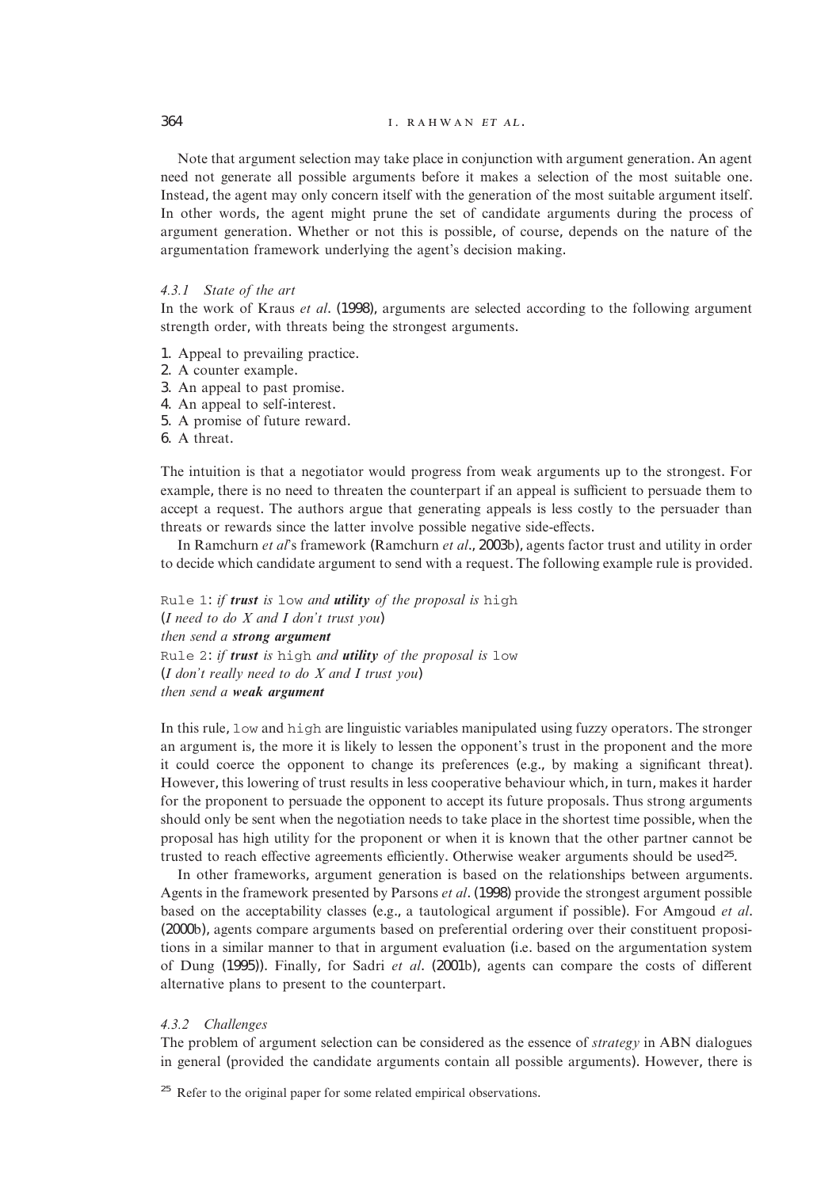Note that argument selection may take place in conjunction with argument generation. An agent need not generate all possible arguments before it makes a selection of the most suitable one. Instead, the agent may only concern itself with the generation of the most suitable argument itself. In other words, the agent might prune the set of candidate arguments during the process of argument generation. Whether or not this is possible, of course, depends on the nature of the argumentation framework underlying the agent's decision making.

#### *4.3.1 State of the art*

In the work of Kraus *et al*. (1998), arguments are selected according to the following argument strength order, with threats being the strongest arguments.

1. Appeal to prevailing practice.
2. A counter example.
3. An appeal to past promise.
4. An appeal to self-interest.
5. A promise of future reward.
6. A threat.

The intuition is that a negotiator would progress from weak arguments up to the strongest. For example, there is no need to threaten the counterpart if an appeal is sufficient to persuade them to accept a request. The authors argue that generating appeals is less costly to the persuader than threats or rewards since the latter involve possible negative side-effects.

In Ramchurn *et al*'s framework (Ramchurn *et al*., 2003b), agents factor trust and utility in order to decide which candidate argument to send with a request. The following example rule is provided.

`Rule 1`: *if* ***trust*** *is* `low` *and* ***utility*** *of the proposal is* `high`
(*I need to do X and I don't trust you*)
*then send a* ***strong argument***
`Rule 2`: *if* ***trust*** *is* `high` *and* ***utility*** *of the proposal is* `low`
(*I don't really need to do X and I trust you*)
*then send a* ***weak argument***

In this rule, `low` and `high` are linguistic variables manipulated using fuzzy operators. The stronger an argument is, the more it is likely to lessen the opponent's trust in the proponent and the more it could coerce the opponent to change its preferences (e.g., by making a significant threat). However, this lowering of trust results in less cooperative behaviour which, in turn, makes it harder for the proponent to persuade the opponent to accept its future proposals. Thus strong arguments should only be sent when the negotiation needs to take place in the shortest time possible, when the proposal has high utility for the proponent or when it is known that the other partner cannot be trusted to reach effective agreements efficiently. Otherwise weaker arguments should be used[25].

In other frameworks, argument generation is based on the relationships between arguments. Agents in the framework presented by Parsons *et al*. (1998) provide the strongest argument possible based on the acceptability classes (e.g., a tautological argument if possible). For Amgoud *et al*. (2000b), agents compare arguments based on preferential ordering over their constituent propositions in a similar manner to that in argument evaluation (i.e. based on the argumentation system of Dung (1995)). Finally, for Sadri *et al*. (2001b), agents can compare the costs of different alternative plans to present to the counterpart.

#### *4.3.2 Challenges*

The problem of argument selection can be considered as the essence of *strategy* in ABN dialogues in general (provided the candidate arguments contain all possible arguments). However, there is

[25] Refer to the original paper for some related empirical observations.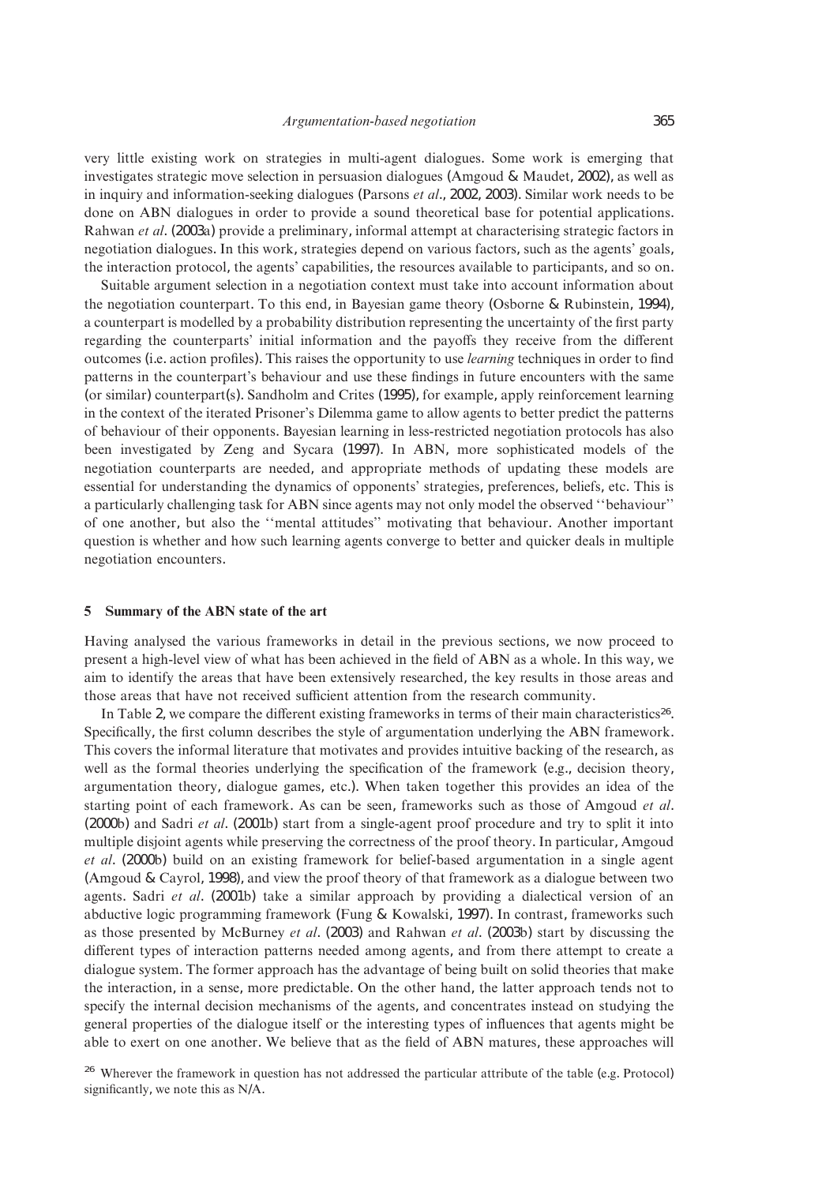very little existing work on strategies in multi-agent dialogues. Some work is emerging that investigates strategic move selection in persuasion dialogues (Amgoud & Maudet, 2002), as well as in inquiry and information-seeking dialogues (Parsons *et al*., 2002, 2003). Similar work needs to be done on ABN dialogues in order to provide a sound theoretical base for potential applications. Rahwan *et al*. (2003a) provide a preliminary, informal attempt at characterising strategic factors in negotiation dialogues. In this work, strategies depend on various factors, such as the agents' goals, the interaction protocol, the agents' capabilities, the resources available to participants, and so on.

Suitable argument selection in a negotiation context must take into account information about the negotiation counterpart. To this end, in Bayesian game theory (Osborne & Rubinstein, 1994), a counterpart is modelled by a probability distribution representing the uncertainty of the first party regarding the counterparts' initial information and the payoffs they receive from the different outcomes (i.e. action profiles). This raises the opportunity to use *learning* techniques in order to find patterns in the counterpart's behaviour and use these findings in future encounters with the same (or similar) counterpart(s). Sandholm and Crites (1995), for example, apply reinforcement learning in the context of the iterated Prisoner's Dilemma game to allow agents to better predict the patterns of behaviour of their opponents. Bayesian learning in less-restricted negotiation protocols has also been investigated by Zeng and Sycara (1997). In ABN, more sophisticated models of the negotiation counterparts are needed, and appropriate methods of updating these models are essential for understanding the dynamics of opponents' strategies, preferences, beliefs, etc. This is a particularly challenging task for ABN since agents may not only model the observed ''behaviour'' of one another, but also the ''mental attitudes'' motivating that behaviour. Another important question is whether and how such learning agents converge to better and quicker deals in multiple negotiation encounters.

## 5 Summary of the ABN state of the art

Having analysed the various frameworks in detail in the previous sections, we now proceed to present a high-level view of what has been achieved in the field of ABN as a whole. In this way, we aim to identify the areas that have been extensively researched, the key results in those areas and those areas that have not received sufficient attention from the research community.

In Table 2, we compare the different existing frameworks in terms of their main characteristics[26]. Specifically, the first column describes the style of argumentation underlying the ABN framework. This covers the informal literature that motivates and provides intuitive backing of the research, as well as the formal theories underlying the specification of the framework (e.g., decision theory, argumentation theory, dialogue games, etc.). When taken together this provides an idea of the starting point of each framework. As can be seen, frameworks such as those of Amgoud *et al*. (2000b) and Sadri *et al*. (2001b) start from a single-agent proof procedure and try to split it into multiple disjoint agents while preserving the correctness of the proof theory. In particular, Amgoud *et al*. (2000b) build on an existing framework for belief-based argumentation in a single agent (Amgoud & Cayrol, 1998), and view the proof theory of that framework as a dialogue between two agents. Sadri *et al*. (2001b) take a similar approach by providing a dialectical version of an abductive logic programming framework (Fung & Kowalski, 1997). In contrast, frameworks such as those presented by McBurney *et al*. (2003) and Rahwan *et al*. (2003b) start by discussing the different types of interaction patterns needed among agents, and from there attempt to create a dialogue system. The former approach has the advantage of being built on solid theories that make the interaction, in a sense, more predictable. On the other hand, the latter approach tends not to specify the internal decision mechanisms of the agents, and concentrates instead on studying the general properties of the dialogue itself or the interesting types of influences that agents might be able to exert on one another. We believe that as the field of ABN matures, these approaches will

[26] Wherever the framework in question has not addressed the particular attribute of the table (e.g. Protocol) significantly, we note this as N/A.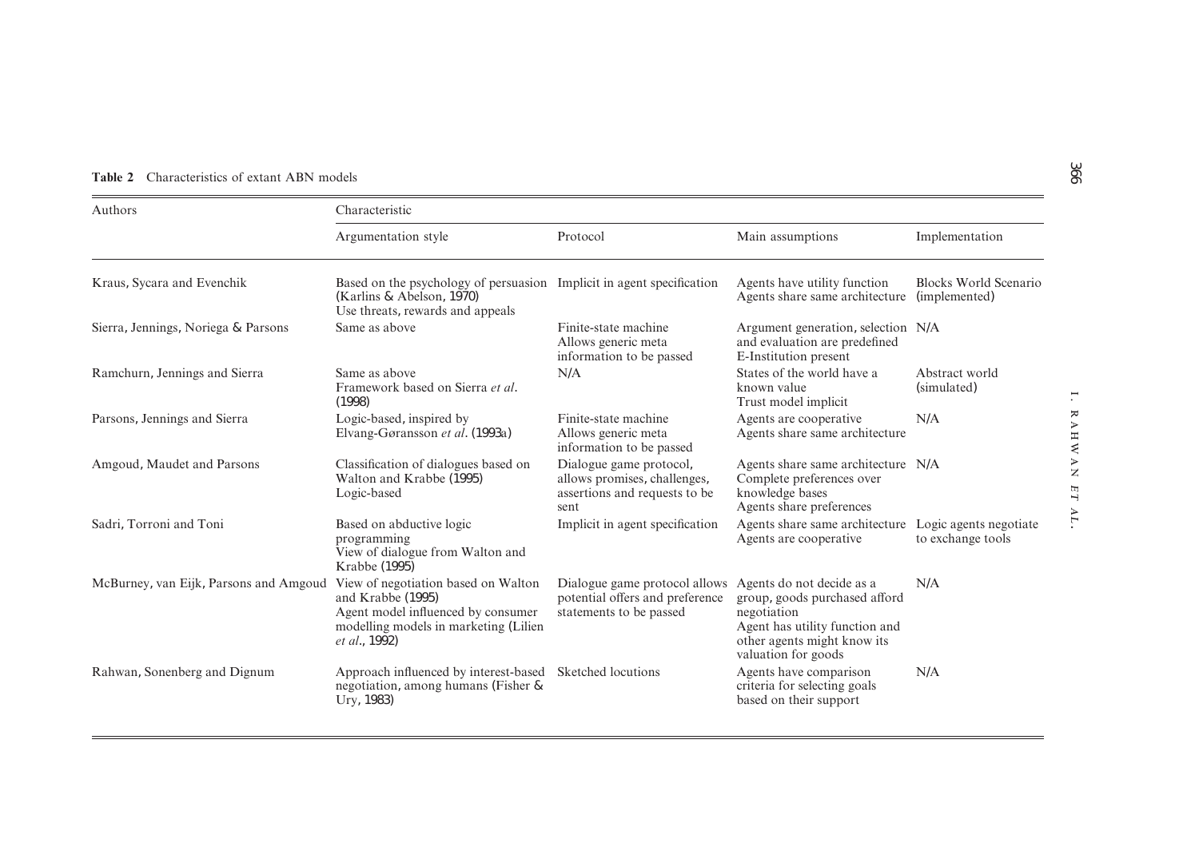**Table 2** Characteristics of extant ABN models

| Authors | Characteristic | | | |
|---|---|---|---|---|
| | Argumentation style | Protocol | Main assumptions | Implementation |
| Kraus, Sycara and Evenchik | Based on the psychology of persuasion (Karlins & Abelson, 1970)<br>Use threats, rewards and appeals | Implicit in agent specification | Agents have utility function<br>Agents share same architecture | Blocks World Scenario (implemented) |
| Sierra, Jennings, Noriega & Parsons | Same as above | Finite-state machine<br>Allows generic meta information to be passed | Argument generation, selection and evaluation are predefined<br>E-Institution present | N/A |
| Ramchurn, Jennings and Sierra | Same as above<br>Framework based on Sierra *et al*. (1998) | N/A | States of the world have a known value<br>Trust model implicit | Abstract world (simulated) |
| Parsons, Jennings and Sierra | Logic-based, inspired by Elvang-Gøransson *et al*. (1993a) | Finite-state machine<br>Allows generic meta information to be passed | Agents are cooperative<br>Agents share same architecture | N/A |
| Amgoud, Maudet and Parsons | Classification of dialogues based on Walton and Krabbe (1995)<br>Logic-based | Dialogue game protocol, allows promises, challenges, assertions and requests to be sent | Agents share same architecture<br>Complete preferences over knowledge bases<br>Agents share preferences | N/A |
| Sadri, Torroni and Toni | Based on abductive logic programming<br>View of dialogue from Walton and Krabbe (1995) | Implicit in agent specification | Agents share same architecture<br>Agents are cooperative | Logic agents negotiate to exchange tools |
| McBurney, van Eijk, Parsons and Amgoud | View of negotiation based on Walton and Krabbe (1995)<br>Agent model influenced by consumer modelling models in marketing (Lilien *et al*., 1992) | Dialogue game protocol allows potential offers and preference statements to be passed | Agents do not decide as a group, goods purchased afford negotiation<br>Agent has utility function and other agents might know its valuation for goods | N/A |
| Rahwan, Sonenberg and Dignum | Approach influenced by interest-based negotiation, among humans (Fisher & Ury, 1983) | Sketched locutions | Agents have comparison criteria for selecting goals based on their support | N/A |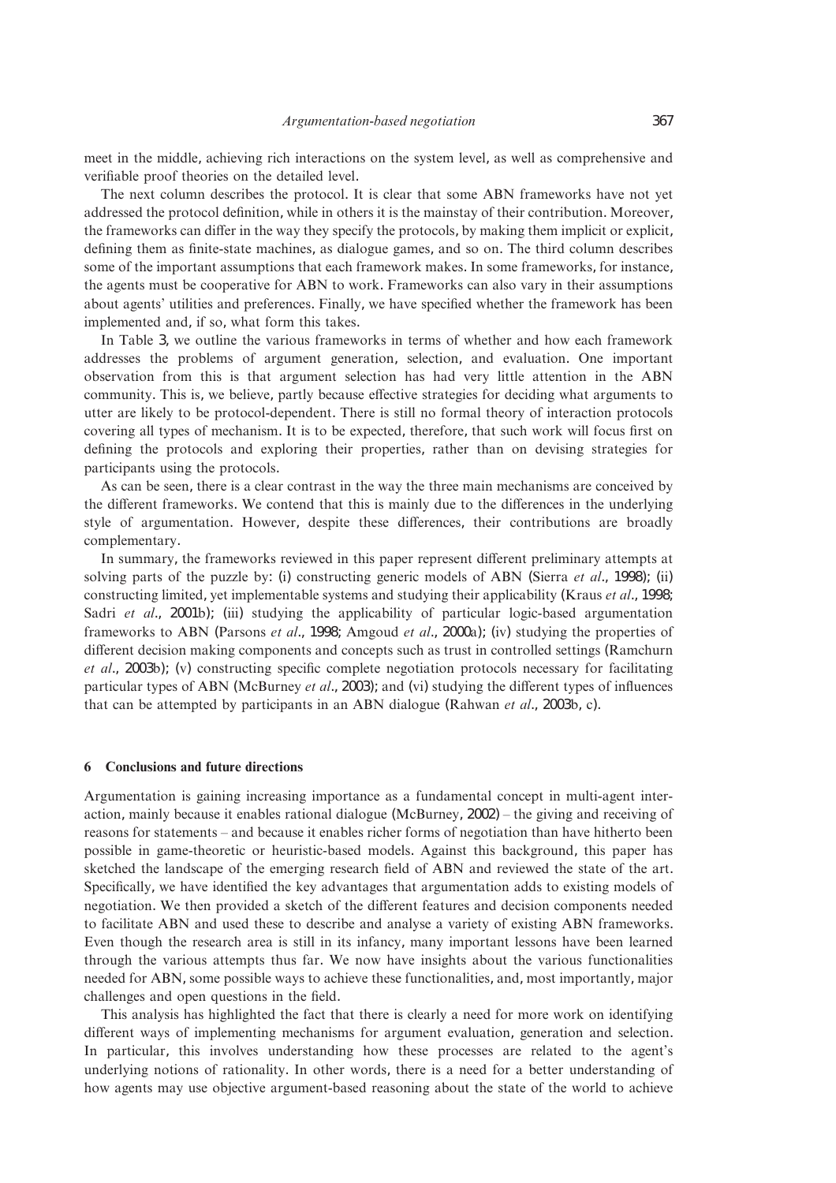meet in the middle, achieving rich interactions on the system level, as well as comprehensive and verifiable proof theories on the detailed level.

The next column describes the protocol. It is clear that some ABN frameworks have not yet addressed the protocol definition, while in others it is the mainstay of their contribution. Moreover, the frameworks can differ in the way they specify the protocols, by making them implicit or explicit, defining them as finite-state machines, as dialogue games, and so on. The third column describes some of the important assumptions that each framework makes. In some frameworks, for instance, the agents must be cooperative for ABN to work. Frameworks can also vary in their assumptions about agents' utilities and preferences. Finally, we have specified whether the framework has been implemented and, if so, what form this takes.

In Table 3, we outline the various frameworks in terms of whether and how each framework addresses the problems of argument generation, selection, and evaluation. One important observation from this is that argument selection has had very little attention in the ABN community. This is, we believe, partly because effective strategies for deciding what arguments to utter are likely to be protocol-dependent. There is still no formal theory of interaction protocols covering all types of mechanism. It is to be expected, therefore, that such work will focus first on defining the protocols and exploring their properties, rather than on devising strategies for participants using the protocols.

As can be seen, there is a clear contrast in the way the three main mechanisms are conceived by the different frameworks. We contend that this is mainly due to the differences in the underlying style of argumentation. However, despite these differences, their contributions are broadly complementary.

In summary, the frameworks reviewed in this paper represent different preliminary attempts at solving parts of the puzzle by: (i) constructing generic models of ABN (Sierra *et al*., 1998); (ii) constructing limited, yet implementable systems and studying their applicability (Kraus *et al*., 1998; Sadri *et al*., 2001b); (iii) studying the applicability of particular logic-based argumentation frameworks to ABN (Parsons *et al*., 1998; Amgoud *et al*., 2000a); (iv) studying the properties of different decision making components and concepts such as trust in controlled settings (Ramchurn *et al*., 2003b); (v) constructing specific complete negotiation protocols necessary for facilitating particular types of ABN (McBurney *et al*., 2003); and (vi) studying the different types of influences that can be attempted by participants in an ABN dialogue (Rahwan *et al*., 2003b, c).

## 6 Conclusions and future directions

Argumentation is gaining increasing importance as a fundamental concept in multi-agent interaction, mainly because it enables rational dialogue (McBurney, 2002) – the giving and receiving of reasons for statements – and because it enables richer forms of negotiation than have hitherto been possible in game-theoretic or heuristic-based models. Against this background, this paper has sketched the landscape of the emerging research field of ABN and reviewed the state of the art. Specifically, we have identified the key advantages that argumentation adds to existing models of negotiation. We then provided a sketch of the different features and decision components needed to facilitate ABN and used these to describe and analyse a variety of existing ABN frameworks. Even though the research area is still in its infancy, many important lessons have been learned through the various attempts thus far. We now have insights about the various functionalities needed for ABN, some possible ways to achieve these functionalities, and, most importantly, major challenges and open questions in the field.

This analysis has highlighted the fact that there is clearly a need for more work on identifying different ways of implementing mechanisms for argument evaluation, generation and selection. In particular, this involves understanding how these processes are related to the agent's underlying notions of rationality. In other words, there is a need for a better understanding of how agents may use objective argument-based reasoning about the state of the world to achieve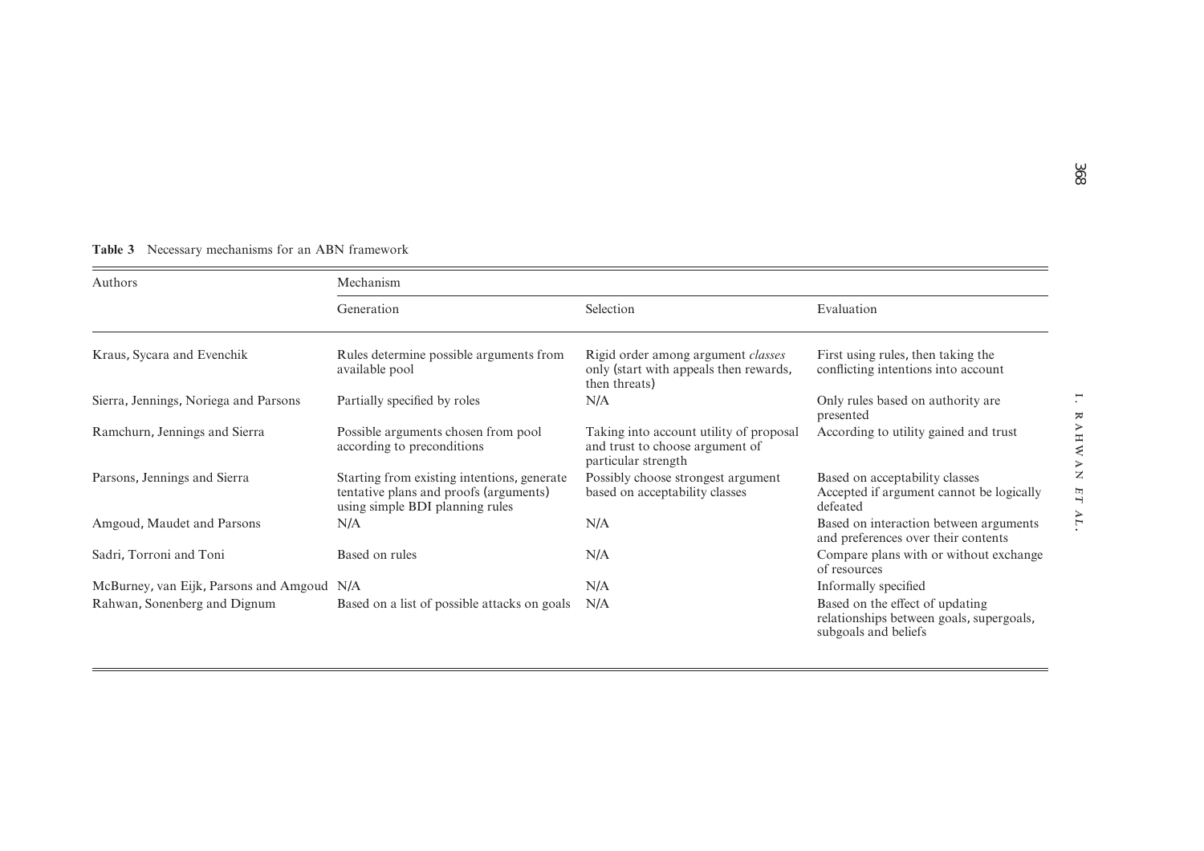**Table 3** Necessary mechanisms for an ABN framework

| Authors | Mechanism | | |
|---|---|---|---|
| | Generation | Selection | Evaluation |
| Kraus, Sycara and Evenchik | Rules determine possible arguments from available pool | Rigid order among argument *classes* only (start with appeals then rewards, then threats) | First using rules, then taking the conflicting intentions into account |
| Sierra, Jennings, Noriega and Parsons | Partially specified by roles | N/A | Only rules based on authority are presented |
| Ramchurn, Jennings and Sierra | Possible arguments chosen from pool according to preconditions | Taking into account utility of proposal and trust to choose argument of particular strength | According to utility gained and trust |
| Parsons, Jennings and Sierra | Starting from existing intentions, generate tentative plans and proofs (arguments) using simple BDI planning rules | Possibly choose strongest argument based on acceptability classes | Based on acceptability classes Accepted if argument cannot be logically defeated |
| Amgoud, Maudet and Parsons | N/A | N/A | Based on interaction between arguments and preferences over their contents |
| Sadri, Torroni and Toni | Based on rules | N/A | Compare plans with or without exchange of resources |
| McBurney, van Eijk, Parsons and Amgoud | N/A | N/A | Informally specified |
| Rahwan, Sonenberg and Dignum | Based on a list of possible attacks on goals | N/A | Based on the effect of updating relationships between goals, supergoals, subgoals and beliefs |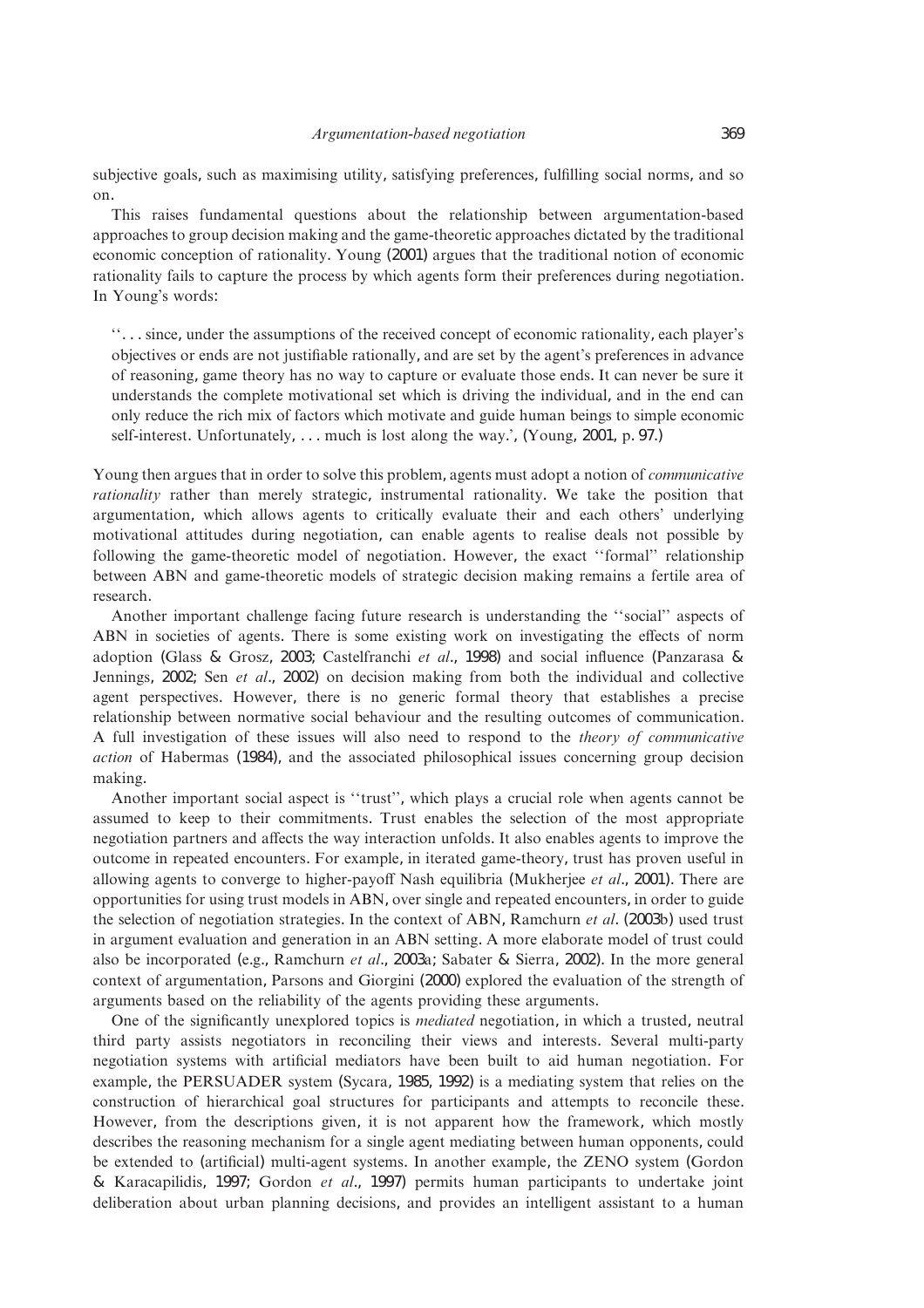subjective goals, such as maximising utility, satisfying preferences, fulfilling social norms, and so on.

This raises fundamental questions about the relationship between argumentation-based approaches to group decision making and the game-theoretic approaches dictated by the traditional economic conception of rationality. Young (2001) argues that the traditional notion of economic rationality fails to capture the process by which agents form their preferences during negotiation. In Young's words:

> ''. . . since, under the assumptions of the received concept of economic rationality, each player's objectives or ends are not justifiable rationally, and are set by the agent's preferences in advance of reasoning, game theory has no way to capture or evaluate those ends. It can never be sure it understands the complete motivational set which is driving the individual, and in the end can only reduce the rich mix of factors which motivate and guide human beings to simple economic self-interest. Unfortunately, . . . much is lost along the way.', (Young, 2001, p. 97.)

Young then argues that in order to solve this problem, agents must adopt a notion of *communicative rationality* rather than merely strategic, instrumental rationality. We take the position that argumentation, which allows agents to critically evaluate their and each others' underlying motivational attitudes during negotiation, can enable agents to realise deals not possible by following the game-theoretic model of negotiation. However, the exact ''formal'' relationship between ABN and game-theoretic models of strategic decision making remains a fertile area of research.

Another important challenge facing future research is understanding the ''social'' aspects of ABN in societies of agents. There is some existing work on investigating the effects of norm adoption (Glass & Grosz, 2003; Castelfranchi *et al*., 1998) and social influence (Panzarasa & Jennings, 2002; Sen *et al*., 2002) on decision making from both the individual and collective agent perspectives. However, there is no generic formal theory that establishes a precise relationship between normative social behaviour and the resulting outcomes of communication. A full investigation of these issues will also need to respond to the *theory of communicative action* of Habermas (1984), and the associated philosophical issues concerning group decision making.

Another important social aspect is ''trust'', which plays a crucial role when agents cannot be assumed to keep to their commitments. Trust enables the selection of the most appropriate negotiation partners and affects the way interaction unfolds. It also enables agents to improve the outcome in repeated encounters. For example, in iterated game-theory, trust has proven useful in allowing agents to converge to higher-payoff Nash equilibria (Mukherjee *et al*., 2001). There are opportunities for using trust models in ABN, over single and repeated encounters, in order to guide the selection of negotiation strategies. In the context of ABN, Ramchurn *et al*. (2003b) used trust in argument evaluation and generation in an ABN setting. A more elaborate model of trust could also be incorporated (e.g., Ramchurn *et al*., 2003a; Sabater & Sierra, 2002). In the more general context of argumentation, Parsons and Giorgini (2000) explored the evaluation of the strength of arguments based on the reliability of the agents providing these arguments.

One of the significantly unexplored topics is *mediated* negotiation, in which a trusted, neutral third party assists negotiators in reconciling their views and interests. Several multi-party negotiation systems with artificial mediators have been built to aid human negotiation. For example, the PERSUADER system (Sycara, 1985, 1992) is a mediating system that relies on the construction of hierarchical goal structures for participants and attempts to reconcile these. However, from the descriptions given, it is not apparent how the framework, which mostly describes the reasoning mechanism for a single agent mediating between human opponents, could be extended to (artificial) multi-agent systems. In another example, the ZENO system (Gordon & Karacapilidis, 1997; Gordon *et al*., 1997) permits human participants to undertake joint deliberation about urban planning decisions, and provides an intelligent assistant to a human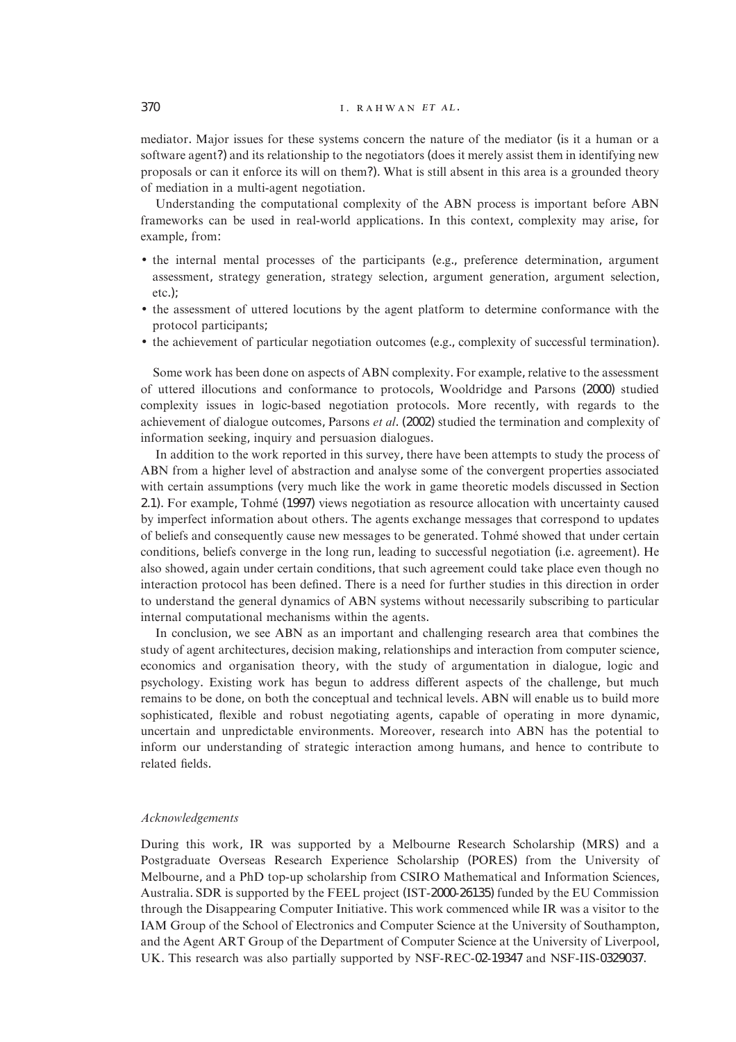mediator. Major issues for these systems concern the nature of the mediator (is it a human or a software agent?) and its relationship to the negotiators (does it merely assist them in identifying new proposals or can it enforce its will on them?). What is still absent in this area is a grounded theory of mediation in a multi-agent negotiation.

Understanding the computational complexity of the ABN process is important before ABN frameworks can be used in real-world applications. In this context, complexity may arise, for example, from:

- the internal mental processes of the participants (e.g., preference determination, argument assessment, strategy generation, strategy selection, argument generation, argument selection, etc.);
- the assessment of uttered locutions by the agent platform to determine conformance with the protocol participants;
- the achievement of particular negotiation outcomes (e.g., complexity of successful termination).

Some work has been done on aspects of ABN complexity. For example, relative to the assessment of uttered illocutions and conformance to protocols, Wooldridge and Parsons (2000) studied complexity issues in logic-based negotiation protocols. More recently, with regards to the achievement of dialogue outcomes, Parsons *et al*. (2002) studied the termination and complexity of information seeking, inquiry and persuasion dialogues.

In addition to the work reported in this survey, there have been attempts to study the process of ABN from a higher level of abstraction and analyse some of the convergent properties associated with certain assumptions (very much like the work in game theoretic models discussed in Section 2.1). For example, Tohmé (1997) views negotiation as resource allocation with uncertainty caused by imperfect information about others. The agents exchange messages that correspond to updates of beliefs and consequently cause new messages to be generated. Tohmé showed that under certain conditions, beliefs converge in the long run, leading to successful negotiation (i.e. agreement). He also showed, again under certain conditions, that such agreement could take place even though no interaction protocol has been defined. There is a need for further studies in this direction in order to understand the general dynamics of ABN systems without necessarily subscribing to particular internal computational mechanisms within the agents.

In conclusion, we see ABN as an important and challenging research area that combines the study of agent architectures, decision making, relationships and interaction from computer science, economics and organisation theory, with the study of argumentation in dialogue, logic and psychology. Existing work has begun to address different aspects of the challenge, but much remains to be done, on both the conceptual and technical levels. ABN will enable us to build more sophisticated, flexible and robust negotiating agents, capable of operating in more dynamic, uncertain and unpredictable environments. Moreover, research into ABN has the potential to inform our understanding of strategic interaction among humans, and hence to contribute to related fields.

### *Acknowledgements*

During this work, IR was supported by a Melbourne Research Scholarship (MRS) and a Postgraduate Overseas Research Experience Scholarship (PORES) from the University of Melbourne, and a PhD top-up scholarship from CSIRO Mathematical and Information Sciences, Australia. SDR is supported by the FEEL project (IST-2000-26135) funded by the EU Commission through the Disappearing Computer Initiative. This work commenced while IR was a visitor to the IAM Group of the School of Electronics and Computer Science at the University of Southampton, and the Agent ART Group of the Department of Computer Science at the University of Liverpool, UK. This research was also partially supported by NSF-REC-02-19347 and NSF-IIS-0329037.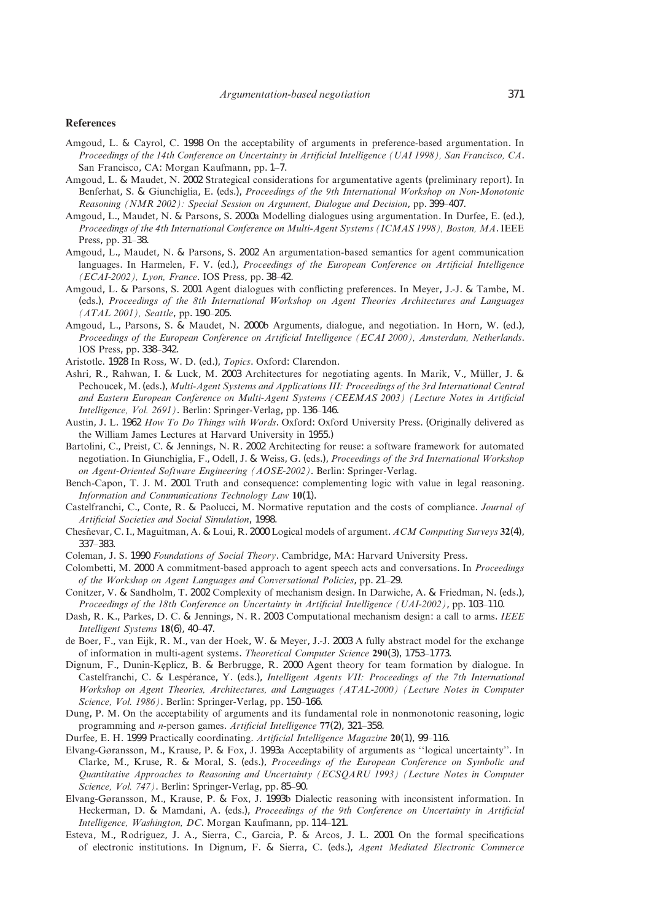## References

Amgoud, L. & Cayrol, C. 1998 On the acceptability of arguments in preference-based argumentation. In *Proceedings of the 14th Conference on Uncertainty in Artificial Intelligence (UAI 1998), San Francisco, CA*. San Francisco, CA: Morgan Kaufmann, pp. 1–7.

Amgoud, L. & Maudet, N. 2002 Strategical considerations for argumentative agents (preliminary report). In Benferhat, S. & Giunchiglia, E. (eds.), *Proceedings of the 9th International Workshop on Non-Monotonic Reasoning (NMR 2002): Special Session on Argument, Dialogue and Decision*, pp. 399–407.

Amgoud, L., Maudet, N. & Parsons, S. 2000a Modelling dialogues using argumentation. In Durfee, E. (ed.), *Proceedings of the 4th International Conference on Multi-Agent Systems (ICMAS 1998), Boston, MA*. IEEE Press, pp. 31–38.

Amgoud, L., Maudet, N. & Parsons, S. 2002 An argumentation-based semantics for agent communication languages. In Harmelen, F. V. (ed.), *Proceedings of the European Conference on Artificial Intelligence (ECAI-2002), Lyon, France*. IOS Press, pp. 38–42.

Amgoud, L. & Parsons, S. 2001 Agent dialogues with conflicting preferences. In Meyer, J.-J. & Tambe, M. (eds.), *Proceedings of the 8th International Workshop on Agent Theories Architectures and Languages (ATAL 2001), Seattle*, pp. 190–205.

Amgoud, L., Parsons, S. & Maudet, N. 2000b Arguments, dialogue, and negotiation. In Horn, W. (ed.), *Proceedings of the European Conference on Artificial Intelligence (ECAI 2000), Amsterdam, Netherlands*. IOS Press, pp. 338–342.

Aristotle. 1928 In Ross, W. D. (ed.), *Topics*. Oxford: Clarendon.

Ashri, R., Rahwan, I. & Luck, M. 2003 Architectures for negotiating agents. In Marik, V., Müller, J. & Pechoucek, M. (eds.), *Multi-Agent Systems and Applications III: Proceedings of the 3rd International Central and Eastern European Conference on Multi-Agent Systems (CEEMAS 2003) (Lecture Notes in Artificial Intelligence, Vol. 2691)*. Berlin: Springer-Verlag, pp. 136–146.

Austin, J. L. 1962 *How To Do Things with Words*. Oxford: Oxford University Press. (Originally delivered as the William James Lectures at Harvard University in 1955.)

Bartolini, C., Preist, C. & Jennings, N. R. 2002 Architecting for reuse: a software framework for automated negotiation. In Giunchiglia, F., Odell, J. & Weiss, G. (eds.), *Proceedings of the 3rd International Workshop on Agent-Oriented Software Engineering (AOSE-2002)*. Berlin: Springer-Verlag.

Bench-Capon, T. J. M. 2001 Truth and consequence: complementing logic with value in legal reasoning. *Information and Communications Technology Law* **10**(1).

Castelfranchi, C., Conte, R. & Paolucci, M. Normative reputation and the costs of compliance. *Journal of Artificial Societies and Social Simulation*, 1998.

Chesñevar, C. I., Maguitman, A. & Loui, R. 2000 Logical models of argument. *ACM Computing Surveys* **32**(4), 337–383.

Coleman, J. S. 1990 *Foundations of Social Theory*. Cambridge, MA: Harvard University Press.

Colombetti, M. 2000 A commitment-based approach to agent speech acts and conversations. In *Proceedings of the Workshop on Agent Languages and Conversational Policies*, pp. 21–29.

Conitzer, V. & Sandholm, T. 2002 Complexity of mechanism design. In Darwiche, A. & Friedman, N. (eds.), *Proceedings of the 18th Conference on Uncertainty in Artificial Intelligence (UAI-2002)*, pp. 103–110.

Dash, R. K., Parkes, D. C. & Jennings, N. R. 2003 Computational mechanism design: a call to arms. *IEEE Intelligent Systems* **18**(6), 40–47.

de Boer, F., van Eijk, R. M., van der Hoek, W. & Meyer, J.-J. 2003 A fully abstract model for the exchange of information in multi-agent systems. *Theoretical Computer Science* **290**(3), 1753–1773.

Dignum, F., Dunin-Kęplicz, B. & Berbrugge, R. 2000 Agent theory for team formation by dialogue. In Castelfranchi, C. & Lespérance, Y. (eds.), *Intelligent Agents VII: Proceedings of the 7th International Workshop on Agent Theories, Architectures, and Languages (ATAL-2000) (Lecture Notes in Computer Science, Vol. 1986)*. Berlin: Springer-Verlag, pp. 150–166.

Dung, P. M. On the acceptability of arguments and its fundamental role in nonmonotonic reasoning, logic programming and *n*-person games. *Artificial Intelligence* **77**(2), 321–358.

Durfee, E. H. 1999 Practically coordinating. *Artificial Intelligence Magazine* **20**(1), 99–116.

Elvang-Gøransson, M., Krause, P. & Fox, J. 1993a Acceptability of arguments as ''logical uncertainty''. In Clarke, M., Kruse, R. & Moral, S. (eds.), *Proceedings of the European Conference on Symbolic and Quantitative Approaches to Reasoning and Uncertainty (ECSQARU 1993) (Lecture Notes in Computer Science, Vol. 747)*. Berlin: Springer-Verlag, pp. 85–90.

Elvang-Gøransson, M., Krause, P. & Fox, J. 1993b Dialectic reasoning with inconsistent information. In Heckerman, D. & Mamdani, A. (eds.), *Proceedings of the 9th Conference on Uncertainty in Artificial Intelligence, Washington, DC*. Morgan Kaufmann, pp. 114–121.

Esteva, M., Rodríguez, J. A., Sierra, C., Garcia, P. & Arcos, J. L. 2001 On the formal specifications of electronic institutions. In Dignum, F. & Sierra, C. (eds.), *Agent Mediated Electronic Commerce*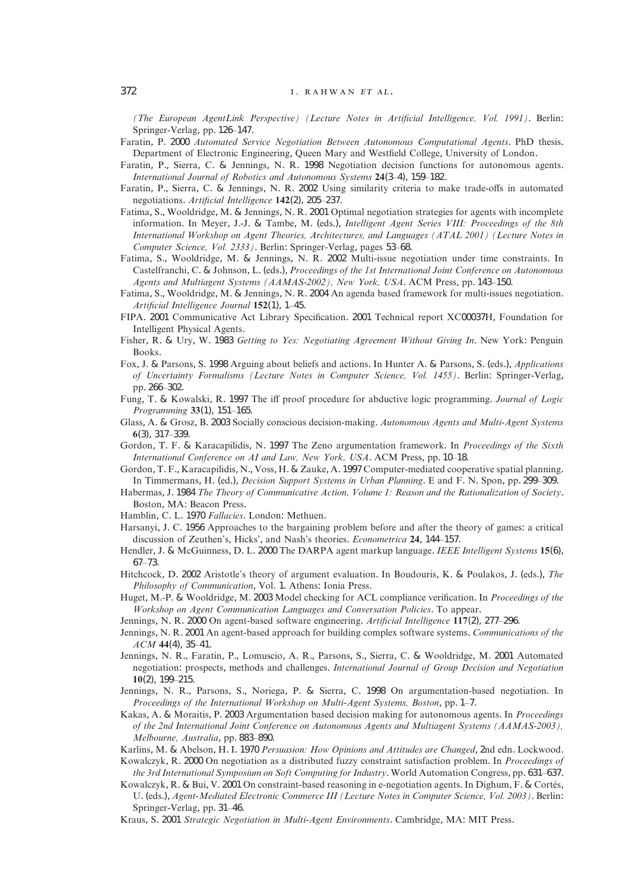*(The European AgentLink Perspective) (Lecture Notes in Artificial Intelligence, Vol. 1991)*. Berlin: Springer-Verlag, pp. 126–147.

Faratin, P. 2000 *Automated Service Negotiation Between Autonomous Computational Agents*. PhD thesis. Department of Electronic Engineering, Queen Mary and Westfield College, University of London.

Faratin, P., Sierra, C. & Jennings, N. R. 1998 Negotiation decision functions for autonomous agents. *International Journal of Robotics and Autonomous Systems* **24**(3–4), 159–182.

Faratin, P., Sierra, C. & Jennings, N. R. 2002 Using similarity criteria to make trade-offs in automated negotiations. *Artificial Intelligence* **142**(2), 205–237.

Fatima, S., Wooldridge, M. & Jennings, N. R. 2001 Optimal negotiation strategies for agents with incomplete information. In Meyer, J.-J. & Tambe, M. (eds.), *Intelligent Agent Series VIII: Proceedings of the 8th International Workshop on Agent Theories, Architectures, and Languages (ATAL 2001) (Lecture Notes in Computer Science, Vol. 2333)*. Berlin: Springer-Verlag, pages 53–68.

Fatima, S., Wooldridge, M. & Jennings, N. R. 2002 Multi-issue negotiation under time constraints. In Castelfranchi, C. & Johnson, L. (eds.), *Proceedings of the 1st International Joint Conference on Autonomous Agents and Multiagent Systems (AAMAS-2002), New York, USA*. ACM Press, pp. 143–150.

Fatima, S., Wooldridge, M. & Jennings, N. R. 2004 An agenda based framework for multi-issues negotiation. *Artificial Intelligence Journal* **152**(1), 1–45.

FIPA. 2001 Communicative Act Library Specification. 2001 Technical report XC00037H, Foundation for Intelligent Physical Agents.

Fisher, R. & Ury, W. 1983 *Getting to Yes: Negotiating Agreement Without Giving In*. New York: Penguin Books.

Fox, J. & Parsons, S. 1998 Arguing about beliefs and actions. In Hunter A. & Parsons, S. (eds.), *Applications of Uncertainty Formalisms (Lecture Notes in Computer Science, Vol. 1455)*. Berlin: Springer-Verlag, pp. 266–302.

Fung, T. & Kowalski, R. 1997 The iff proof procedure for abductive logic programming. *Journal of Logic Programming* **33**(1), 151–165.

Glass, A. & Grosz, B. 2003 Socially conscious decision-making. *Autonomous Agents and Multi-Agent Systems* **6**(3), 317–339.

Gordon, T. F. & Karacapilidis, N. 1997 The Zeno argumentation framework. In *Proceedings of the Sixth International Conference on AI and Law, New York, USA*. ACM Press, pp. 10–18.

Gordon, T. F., Karacapilidis, N., Voss, H. & Zauke, A. 1997 Computer-mediated cooperative spatial planning. In Timmermans, H. (ed.), *Decision Support Systems in Urban Planning*. E and F. N. Spon, pp. 299–309.

Habermas, J. 1984 *The Theory of Communicative Action, Volume 1: Reason and the Rationalization of Society*. Boston, MA: Beacon Press.

Hamblin, C. L. 1970 *Fallacies*. London: Methuen.

Harsanyi, J. C. 1956 Approaches to the bargaining problem before and after the theory of games: a critical discussion of Zeuthen's, Hicks', and Nash's theories. *Econometrica* **24**, 144–157.

Hendler, J. & McGuinness, D. L. 2000 The DARPA agent markup language. *IEEE Intelligent Systems* **15**(6), 67–73.

Hitchcock, D. 2002 Aristotle's theory of argument evaluation. In Boudouris, K. & Poulakos, J. (eds.), *The Philosophy of Communication*, Vol. 1. Athens: Ionia Press.

Huget, M.-P. & Wooldridge, M. 2003 Model checking for ACL compliance verification. In *Proceedings of the Workshop on Agent Communication Languages and Conversation Policies*. To appear.

Jennings, N. R. 2000 On agent-based software engineering. *Artificial Intelligence* **117**(2), 277–296.

Jennings, N. R. 2001 An agent-based approach for building complex software systems. *Communications of the ACM* **44**(4), 35–41.

Jennings, N. R., Faratin, P., Lomuscio, A. R., Parsons, S., Sierra, C. & Wooldridge, M. 2001 Automated negotiation: prospects, methods and challenges. *International Journal of Group Decision and Negotiation* **10**(2), 199–215.

Jennings, N. R., Parsons, S., Noriega, P. & Sierra, C. 1998 On argumentation-based negotiation. In *Proceedings of the International Workshop on Multi-Agent Systems, Boston*, pp. 1–7.

Kakas, A. & Moraitis, P. 2003 Argumentation based decision making for autonomous agents. In *Proceedings of the 2nd International Joint Conference on Autonomous Agents and Multiagent Systems (AAMAS-2003), Melbourne, Australia*, pp. 883–890.

Karlins, M. & Abelson, H. I. 1970 *Persuasion: How Opinions and Attitudes are Changed*, 2nd edn. Lockwood.

Kowalczyk, R. 2000 On negotiation as a distributed fuzzy constraint satisfaction problem. In *Proceedings of the 3rd International Symposium on Soft Computing for Industry*. World Automation Congress, pp. 631–637.

Kowalczyk, R. & Bui, V. 2001 On constraint-based reasoning in e-negotiation agents. In Dighum, F. & Cortés, U. (eds.), *Agent-Mediated Electronic Commerce III (Lecture Notes in Computer Science, Vol. 2003)*. Berlin: Springer-Verlag, pp. 31–46.

Kraus, S. 2001 *Strategic Negotiation in Multi-Agent Environments*. Cambridge, MA: MIT Press.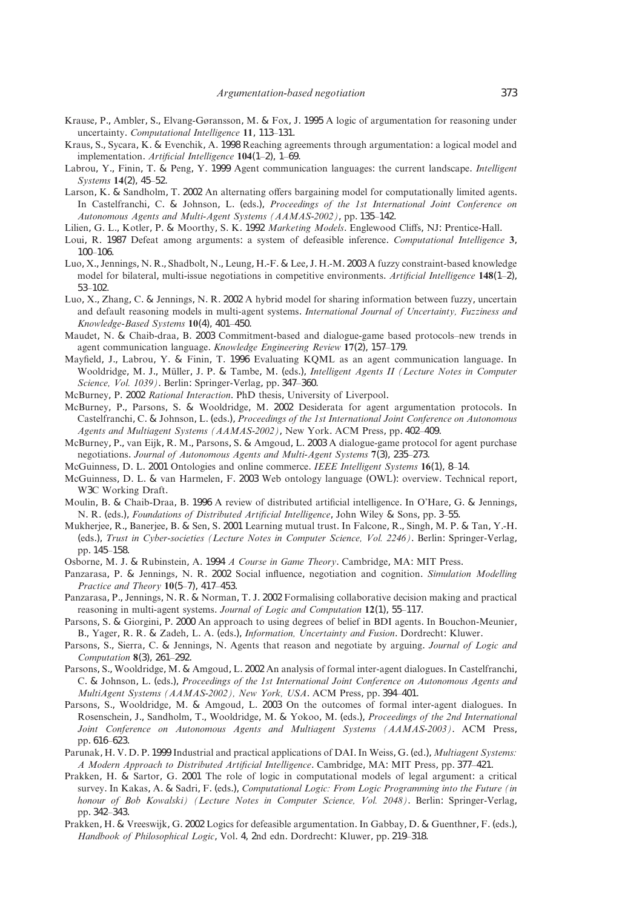Krause, P., Ambler, S., Elvang-Gøransson, M. & Fox, J. 1995 A logic of argumentation for reasoning under uncertainty. *Computational Intelligence* **11**, 113–131.

Kraus, S., Sycara, K. & Evenchik, A. 1998 Reaching agreements through argumentation: a logical model and implementation. *Artificial Intelligence* **104**(1–2), 1–69.

Labrou, Y., Finin, T. & Peng, Y. 1999 Agent communication languages: the current landscape. *Intelligent Systems* **14**(2), 45–52.

Larson, K. & Sandholm, T. 2002 An alternating offers bargaining model for computationally limited agents. In Castelfranchi, C. & Johnson, L. (eds.), *Proceedings of the 1st International Joint Conference on Autonomous Agents and Multi-Agent Systems (AAMAS-2002)*, pp. 135–142.

Lilien, G. L., Kotler, P. & Moorthy, S. K. 1992 *Marketing Models*. Englewood Cliffs, NJ: Prentice-Hall.

Loui, R. 1987 Defeat among arguments: a system of defeasible inference. *Computational Intelligence* **3**, 100–106.

Luo, X., Jennings, N. R., Shadbolt, N., Leung, H.-F. & Lee, J. H.-M. 2003 A fuzzy constraint-based knowledge model for bilateral, multi-issue negotiations in competitive environments. *Artificial Intelligence* **148**(1–2), 53–102.

Luo, X., Zhang, C. & Jennings, N. R. 2002 A hybrid model for sharing information between fuzzy, uncertain and default reasoning models in multi-agent systems. *International Journal of Uncertainty, Fuzziness and Knowledge-Based Systems* **10**(4), 401–450.

Maudet, N. & Chaib-draa, B. 2003 Commitment-based and dialogue-game based protocols–new trends in agent communication language. *Knowledge Engineering Review* **17**(2), 157–179.

Mayfield, J., Labrou, Y. & Finin, T. 1996 Evaluating KQML as an agent communication language. In Wooldridge, M. J., Müller, J. P. & Tambe, M. (eds.), *Intelligent Agents II (Lecture Notes in Computer Science, Vol. 1039)*. Berlin: Springer-Verlag, pp. 347–360.

McBurney, P. 2002 *Rational Interaction*. PhD thesis, University of Liverpool.

McBurney, P., Parsons, S. & Wooldridge, M. 2002 Desiderata for agent argumentation protocols. In Castelfranchi, C. & Johnson, L. (eds.), *Proceedings of the 1st International Joint Conference on Autonomous Agents and Multiagent Systems (AAMAS-2002)*, New York. ACM Press, pp. 402–409.

McBurney, P., van Eijk, R. M., Parsons, S. & Amgoud, L. 2003 A dialogue-game protocol for agent purchase negotiations. *Journal of Autonomous Agents and Multi-Agent Systems* **7**(3), 235–273.

McGuinness, D. L. 2001 Ontologies and online commerce. *IEEE Intelligent Systems* **16**(1), 8–14.

McGuinness, D. L. & van Harmelen, F. 2003 Web ontology language (OWL): overview. Technical report, W3C Working Draft.

Moulin, B. & Chaib-Draa, B. 1996 A review of distributed artificial intelligence. In O'Hare, G. & Jennings, N. R. (eds.), *Foundations of Distributed Artificial Intelligence*, John Wiley & Sons, pp. 3–55.

Mukherjee, R., Banerjee, B. & Sen, S. 2001 Learning mutual trust. In Falcone, R., Singh, M. P. & Tan, Y.-H. (eds.), *Trust in Cyber-societies (Lecture Notes in Computer Science, Vol. 2246)*. Berlin: Springer-Verlag, pp. 145–158.

Osborne, M. J. & Rubinstein, A. 1994 *A Course in Game Theory*. Cambridge, MA: MIT Press.

Panzarasa, P. & Jennings, N. R. 2002 Social influence, negotiation and cognition. *Simulation Modelling Practice and Theory* **10**(5–7), 417–453.

Panzarasa, P., Jennings, N. R. & Norman, T. J. 2002 Formalising collaborative decision making and practical reasoning in multi-agent systems. *Journal of Logic and Computation* **12**(1), 55–117.

Parsons, S. & Giorgini, P. 2000 An approach to using degrees of belief in BDI agents. In Bouchon-Meunier, B., Yager, R. R. & Zadeh, L. A. (eds.), *Information, Uncertainty and Fusion*. Dordrecht: Kluwer.

Parsons, S., Sierra, C. & Jennings, N. Agents that reason and negotiate by arguing. *Journal of Logic and Computation* **8**(3), 261–292.

Parsons, S., Wooldridge, M. & Amgoud, L. 2002 An analysis of formal inter-agent dialogues. In Castelfranchi, C. & Johnson, L. (eds.), *Proceedings of the 1st International Joint Conference on Autonomous Agents and MultiAgent Systems (AAMAS-2002), New York, USA*. ACM Press, pp. 394–401.

Parsons, S., Wooldridge, M. & Amgoud, L. 2003 On the outcomes of formal inter-agent dialogues. In Rosenschein, J., Sandholm, T., Wooldridge, M. & Yokoo, M. (eds.), *Proceedings of the 2nd International Joint Conference on Autonomous Agents and Multiagent Systems (AAMAS-2003)*. ACM Press, pp. 616–623.

Parunak, H. V. D. P. 1999 Industrial and practical applications of DAI. In Weiss, G. (ed.), *Multiagent Systems: A Modern Approach to Distributed Artificial Intelligence*. Cambridge, MA: MIT Press, pp. 377–421.

Prakken, H. & Sartor, G. 2001 The role of logic in computational models of legal argument: a critical survey. In Kakas, A. & Sadri, F. (eds.), *Computational Logic: From Logic Programming into the Future (in honour of Bob Kowalski) (Lecture Notes in Computer Science, Vol. 2048)*. Berlin: Springer-Verlag, pp. 342–343.

Prakken, H. & Vreeswijk, G. 2002 Logics for defeasible argumentation. In Gabbay, D. & Guenthner, F. (eds.), *Handbook of Philosophical Logic*, Vol. 4, 2nd edn. Dordrecht: Kluwer, pp. 219–318.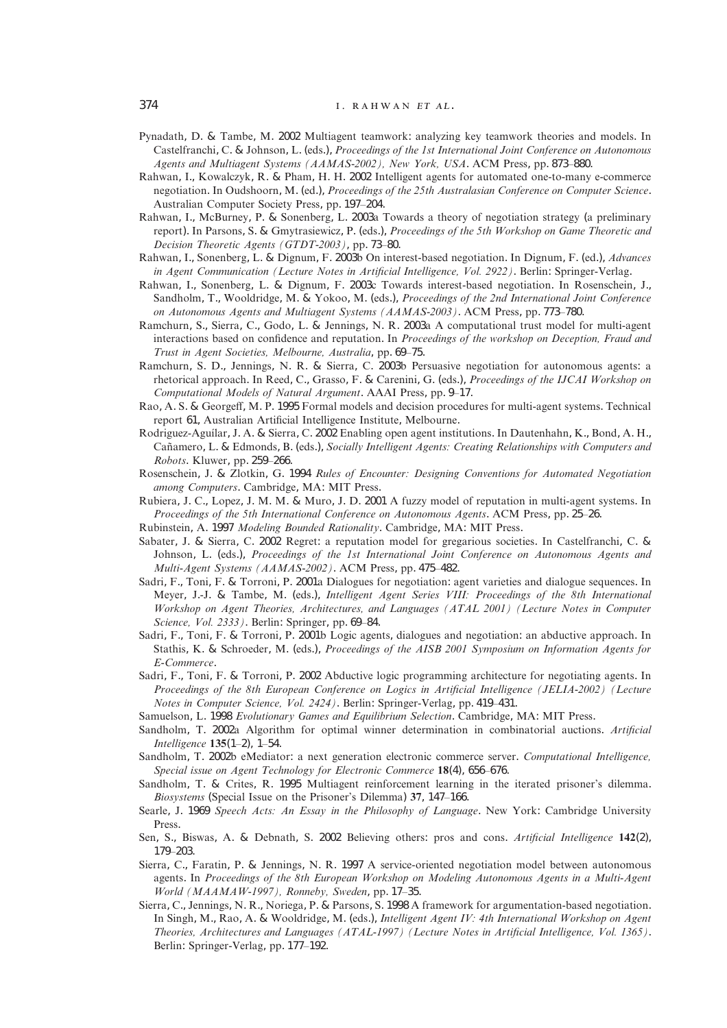Pynadath, D. & Tambe, M. 2002 Multiagent teamwork: analyzing key teamwork theories and models. In Castelfranchi, C. & Johnson, L. (eds.), *Proceedings of the 1st International Joint Conference on Autonomous Agents and Multiagent Systems (AAMAS-2002), New York, USA*. ACM Press, pp. 873–880.

Rahwan, I., Kowalczyk, R. & Pham, H. H. 2002 Intelligent agents for automated one-to-many e-commerce negotiation. In Oudshoorn, M. (ed.), *Proceedings of the 25th Australasian Conference on Computer Science*. Australian Computer Society Press, pp. 197–204.

Rahwan, I., McBurney, P. & Sonenberg, L. 2003a Towards a theory of negotiation strategy (a preliminary report). In Parsons, S. & Gmytrasiewicz, P. (eds.), *Proceedings of the 5th Workshop on Game Theoretic and Decision Theoretic Agents (GTDT-2003)*, pp. 73–80.

Rahwan, I., Sonenberg, L. & Dignum, F. 2003b On interest-based negotiation. In Dignum, F. (ed.), *Advances in Agent Communication (Lecture Notes in Artificial Intelligence, Vol. 2922)*. Berlin: Springer-Verlag.

Rahwan, I., Sonenberg, L. & Dignum, F. 2003c Towards interest-based negotiation. In Rosenschein, J., Sandholm, T., Wooldridge, M. & Yokoo, M. (eds.), *Proceedings of the 2nd International Joint Conference on Autonomous Agents and Multiagent Systems (AAMAS-2003)*. ACM Press, pp. 773–780.

Ramchurn, S., Sierra, C., Godo, L. & Jennings, N. R. 2003a A computational trust model for multi-agent interactions based on confidence and reputation. In *Proceedings of the workshop on Deception, Fraud and Trust in Agent Societies, Melbourne, Australia*, pp. 69–75.

Ramchurn, S. D., Jennings, N. R. & Sierra, C. 2003b Persuasive negotiation for autonomous agents: a rhetorical approach. In Reed, C., Grasso, F. & Carenini, G. (eds.), *Proceedings of the IJCAI Workshop on Computational Models of Natural Argument*. AAAI Press, pp. 9–17.

Rao, A. S. & Georgeff, M. P. 1995 Formal models and decision procedures for multi-agent systems. Technical report 61, Australian Artificial Intelligence Institute, Melbourne.

Rodriguez-Aguilar, J. A. & Sierra, C. 2002 Enabling open agent institutions. In Dautenhahn, K., Bond, A. H., Cañamero, L. & Edmonds, B. (eds.), *Socially Intelligent Agents: Creating Relationships with Computers and Robots*. Kluwer, pp. 259–266.

Rosenschein, J. & Zlotkin, G. 1994 *Rules of Encounter: Designing Conventions for Automated Negotiation among Computers*. Cambridge, MA: MIT Press.

Rubiera, J. C., Lopez, J. M. M. & Muro, J. D. 2001 A fuzzy model of reputation in multi-agent systems. In *Proceedings of the 5th International Conference on Autonomous Agents*. ACM Press, pp. 25–26.

Rubinstein, A. 1997 *Modeling Bounded Rationality*. Cambridge, MA: MIT Press.

Sabater, J. & Sierra, C. 2002 Regret: a reputation model for gregarious societies. In Castelfranchi, C. & Johnson, L. (eds.), *Proceedings of the 1st International Joint Conference on Autonomous Agents and Multi-Agent Systems (AAMAS-2002)*. ACM Press, pp. 475–482.

Sadri, F., Toni, F. & Torroni, P. 2001a Dialogues for negotiation: agent varieties and dialogue sequences. In Meyer, J.-J. & Tambe, M. (eds.), *Intelligent Agent Series VIII: Proceedings of the 8th International Workshop on Agent Theories, Architectures, and Languages (ATAL 2001) (Lecture Notes in Computer Science, Vol. 2333)*. Berlin: Springer, pp. 69–84.

Sadri, F., Toni, F. & Torroni, P. 2001b Logic agents, dialogues and negotiation: an abductive approach. In Stathis, K. & Schroeder, M. (eds.), *Proceedings of the AISB 2001 Symposium on Information Agents for E-Commerce*.

Sadri, F., Toni, F. & Torroni, P. 2002 Abductive logic programming architecture for negotiating agents. In *Proceedings of the 8th European Conference on Logics in Artificial Intelligence (JELIA-2002) (Lecture Notes in Computer Science, Vol. 2424)*. Berlin: Springer-Verlag, pp. 419–431.

Samuelson, L. 1998 *Evolutionary Games and Equilibrium Selection*. Cambridge, MA: MIT Press.

Sandholm, T. 2002a Algorithm for optimal winner determination in combinatorial auctions. *Artificial Intelligence* **135**(1–2), 1–54.

Sandholm, T. 2002b eMediator: a next generation electronic commerce server. *Computational Intelligence, Special issue on Agent Technology for Electronic Commerce* **18**(4), 656–676.

Sandholm, T. & Crites, R. 1995 Multiagent reinforcement learning in the iterated prisoner's dilemma. *Biosystems* (Special Issue on the Prisoner's Dilemma) **37**, 147–166.

Searle, J. 1969 *Speech Acts: An Essay in the Philosophy of Language*. New York: Cambridge University Press.

Sen, S., Biswas, A. & Debnath, S. 2002 Believing others: pros and cons. *Artificial Intelligence* **142**(2), 179–203.

Sierra, C., Faratin, P. & Jennings, N. R. 1997 A service-oriented negotiation model between autonomous agents. In *Proceedings of the 8th European Workshop on Modeling Autonomous Agents in a Multi-Agent World (MAAMAW-1997), Ronneby, Sweden*, pp. 17–35.

Sierra, C., Jennings, N. R., Noriega, P. & Parsons, S. 1998 A framework for argumentation-based negotiation. In Singh, M., Rao, A. & Wooldridge, M. (eds.), *Intelligent Agent IV: 4th International Workshop on Agent Theories, Architectures and Languages (ATAL-1997) (Lecture Notes in Artificial Intelligence, Vol. 1365)*. Berlin: Springer-Verlag, pp. 177–192.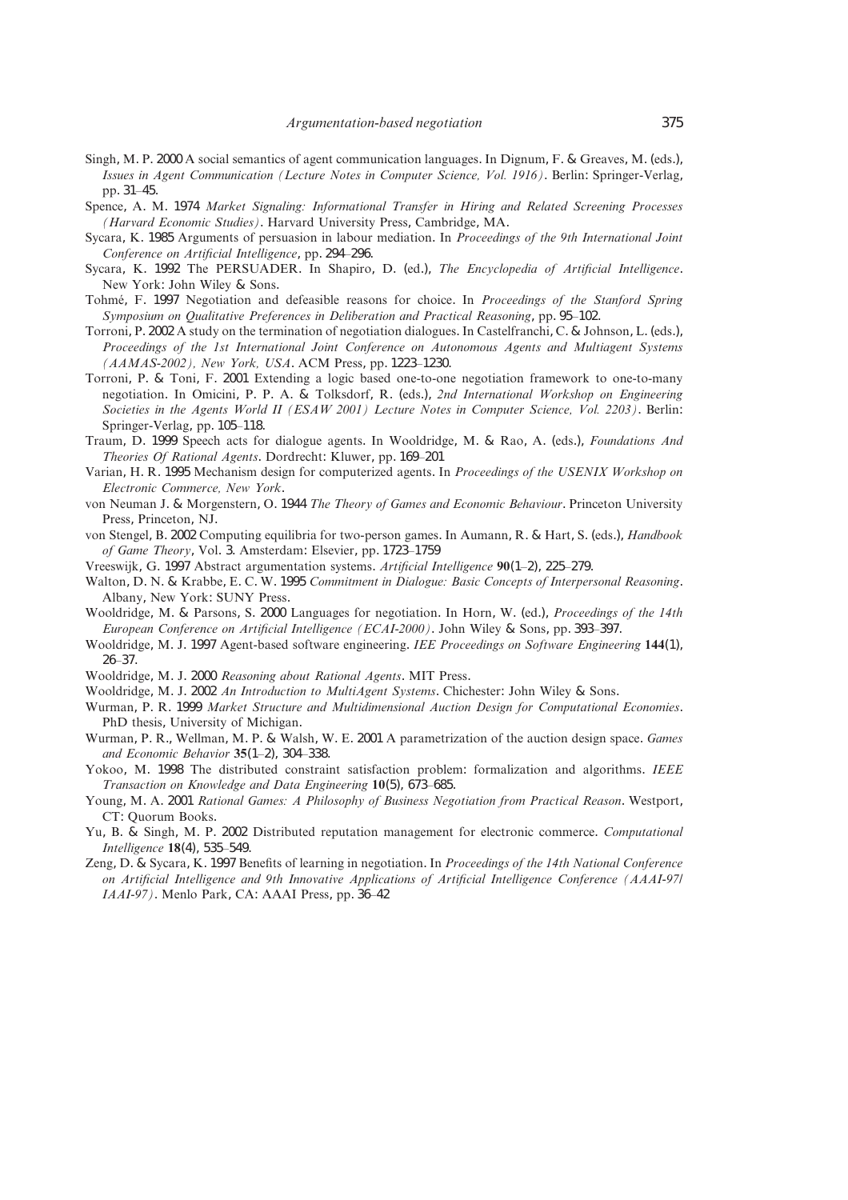Singh, M. P. 2000 A social semantics of agent communication languages. In Dignum, F. & Greaves, M. (eds.), *Issues in Agent Communication (Lecture Notes in Computer Science, Vol. 1916)*. Berlin: Springer-Verlag, pp. 31–45.

Spence, A. M. 1974 *Market Signaling: Informational Transfer in Hiring and Related Screening Processes (Harvard Economic Studies)*. Harvard University Press, Cambridge, MA.

Sycara, K. 1985 Arguments of persuasion in labour mediation. In *Proceedings of the 9th International Joint Conference on Artificial Intelligence*, pp. 294–296.

Sycara, K. 1992 The PERSUADER. In Shapiro, D. (ed.), *The Encyclopedia of Artificial Intelligence*. New York: John Wiley & Sons.

Tohmé, F. 1997 Negotiation and defeasible reasons for choice. In *Proceedings of the Stanford Spring Symposium on Qualitative Preferences in Deliberation and Practical Reasoning*, pp. 95–102.

Torroni, P. 2002 A study on the termination of negotiation dialogues. In Castelfranchi, C. & Johnson, L. (eds.), *Proceedings of the 1st International Joint Conference on Autonomous Agents and Multiagent Systems (AAMAS-2002), New York, USA*. ACM Press, pp. 1223–1230.

Torroni, P. & Toni, F. 2001 Extending a logic based one-to-one negotiation framework to one-to-many negotiation. In Omicini, P. P. A. & Tolksdorf, R. (eds.), *2nd International Workshop on Engineering Societies in the Agents World II (ESAW 2001) Lecture Notes in Computer Science, Vol. 2203)*. Berlin: Springer-Verlag, pp. 105–118.

Traum, D. 1999 Speech acts for dialogue agents. In Wooldridge, M. & Rao, A. (eds.), *Foundations And Theories Of Rational Agents*. Dordrecht: Kluwer, pp. 169–201

Varian, H. R. 1995 Mechanism design for computerized agents. In *Proceedings of the USENIX Workshop on Electronic Commerce, New York*.

von Neuman J. & Morgenstern, O. 1944 *The Theory of Games and Economic Behaviour*. Princeton University Press, Princeton, NJ.

von Stengel, B. 2002 Computing equilibria for two-person games. In Aumann, R. & Hart, S. (eds.), *Handbook of Game Theory*, Vol. 3. Amsterdam: Elsevier, pp. 1723–1759

Vreeswijk, G. 1997 Abstract argumentation systems. *Artificial Intelligence* **90**(1–2), 225–279.

Walton, D. N. & Krabbe, E. C. W. 1995 *Commitment in Dialogue: Basic Concepts of Interpersonal Reasoning*. Albany, New York: SUNY Press.

Wooldridge, M. & Parsons, S. 2000 Languages for negotiation. In Horn, W. (ed.), *Proceedings of the 14th European Conference on Artificial Intelligence (ECAI-2000)*. John Wiley & Sons, pp. 393–397.

Wooldridge, M. J. 1997 Agent-based software engineering. *IEE Proceedings on Software Engineering* **144**(1), 26–37.

Wooldridge, M. J. 2000 *Reasoning about Rational Agents*. MIT Press.

Wooldridge, M. J. 2002 *An Introduction to MultiAgent Systems*. Chichester: John Wiley & Sons.

Wurman, P. R. 1999 *Market Structure and Multidimensional Auction Design for Computational Economies*. PhD thesis, University of Michigan.

Wurman, P. R., Wellman, M. P. & Walsh, W. E. 2001 A parametrization of the auction design space. *Games and Economic Behavior* **35**(1–2), 304–338.

Yokoo, M. 1998 The distributed constraint satisfaction problem: formalization and algorithms. *IEEE Transaction on Knowledge and Data Engineering* **10**(5), 673–685.

Young, M. A. 2001 *Rational Games: A Philosophy of Business Negotiation from Practical Reason*. Westport, CT: Quorum Books.

Yu, B. & Singh, M. P. 2002 Distributed reputation management for electronic commerce. *Computational Intelligence* **18**(4), 535–549.

Zeng, D. & Sycara, K. 1997 Benefits of learning in negotiation. In *Proceedings of the 14th National Conference on Artificial Intelligence and 9th Innovative Applications of Artificial Intelligence Conference (AAAI-97/IAAI-97)*. Menlo Park, CA: AAAI Press, pp. 36–42